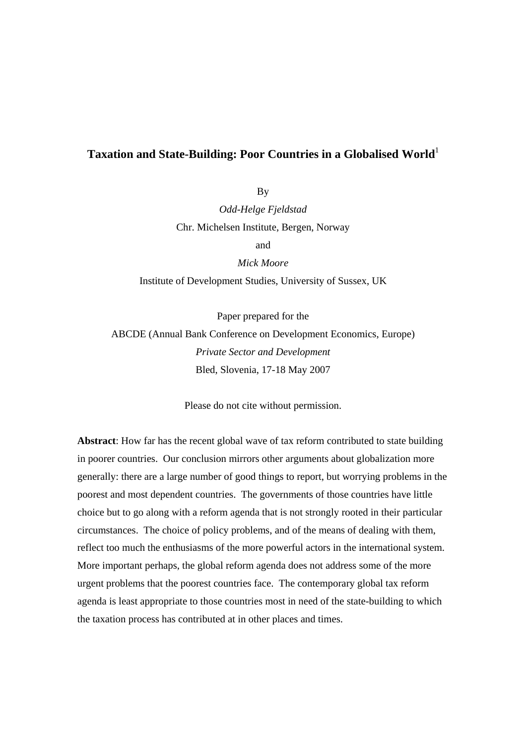# Taxation and State-Building: Poor Countries in a Globalised World[1]

By

*Odd-Helge Fjeldstad*

Chr. Michelsen Institute, Bergen, Norway

and

*Mick Moore*

Institute of Development Studies, University of Sussex, UK

Paper prepared for the

ABCDE (Annual Bank Conference on Development Economics, Europe)

*Private Sector and Development*

Bled, Slovenia, 17-18 May 2007

Please do not cite without permission.

**Abstract**: How far has the recent global wave of tax reform contributed to state building in poorer countries. Our conclusion mirrors other arguments about globalization more generally: there are a large number of good things to report, but worrying problems in the poorest and most dependent countries. The governments of those countries have little choice but to go along with a reform agenda that is not strongly rooted in their particular circumstances. The choice of policy problems, and of the means of dealing with them, reflect too much the enthusiasms of the more powerful actors in the international system. More important perhaps, the global reform agenda does not address some of the more urgent problems that the poorest countries face. The contemporary global tax reform agenda is least appropriate to those countries most in need of the state-building to which the taxation process has contributed at in other places and times.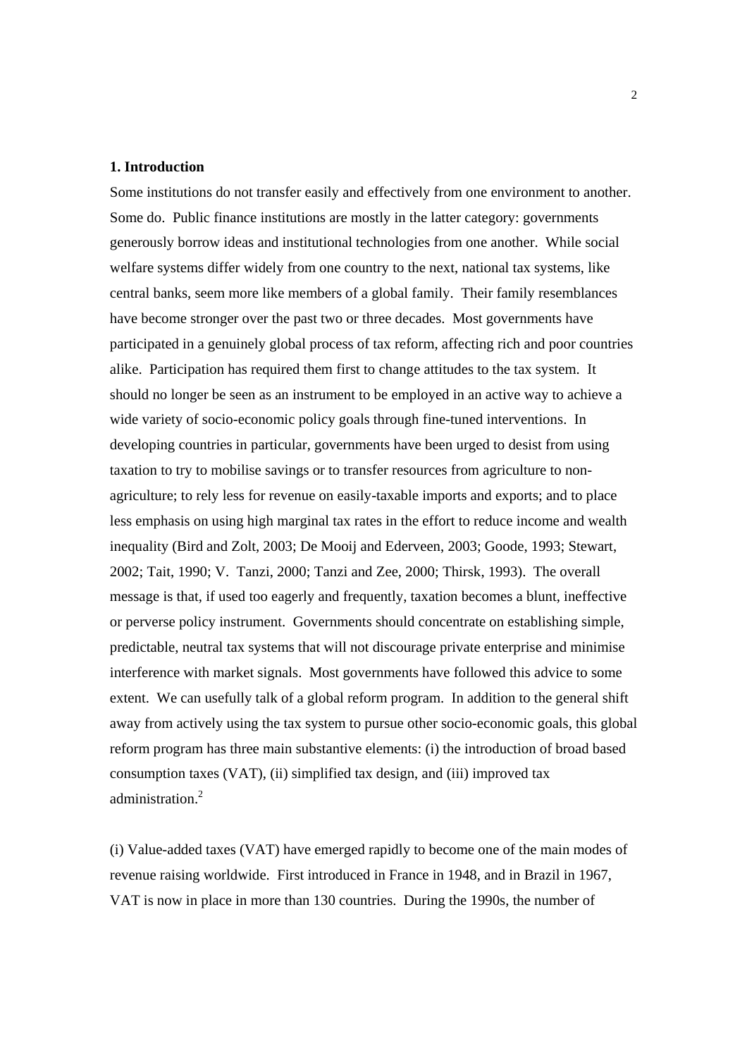## 1. Introduction

Some institutions do not transfer easily and effectively from one environment to another. Some do. Public finance institutions are mostly in the latter category: governments generously borrow ideas and institutional technologies from one another. While social welfare systems differ widely from one country to the next, national tax systems, like central banks, seem more like members of a global family. Their family resemblances have become stronger over the past two or three decades. Most governments have participated in a genuinely global process of tax reform, affecting rich and poor countries alike. Participation has required them first to change attitudes to the tax system. It should no longer be seen as an instrument to be employed in an active way to achieve a wide variety of socio-economic policy goals through fine-tuned interventions. In developing countries in particular, governments have been urged to desist from using taxation to try to mobilise savings or to transfer resources from agriculture to non-agriculture; to rely less for revenue on easily-taxable imports and exports; and to place less emphasis on using high marginal tax rates in the effort to reduce income and wealth inequality (Bird and Zolt, 2003; De Mooij and Ederveen, 2003; Goode, 1993; Stewart, 2002; Tait, 1990; V. Tanzi, 2000; Tanzi and Zee, 2000; Thirsk, 1993). The overall message is that, if used too eagerly and frequently, taxation becomes a blunt, ineffective or perverse policy instrument. Governments should concentrate on establishing simple, predictable, neutral tax systems that will not discourage private enterprise and minimise interference with market signals. Most governments have followed this advice to some extent. We can usefully talk of a global reform program. In addition to the general shift away from actively using the tax system to pursue other socio-economic goals, this global reform program has three main substantive elements: (i) the introduction of broad based consumption taxes (VAT), (ii) simplified tax design, and (iii) improved tax administration.[2]

(i) Value-added taxes (VAT) have emerged rapidly to become one of the main modes of revenue raising worldwide. First introduced in France in 1948, and in Brazil in 1967, VAT is now in place in more than 130 countries. During the 1990s, the number of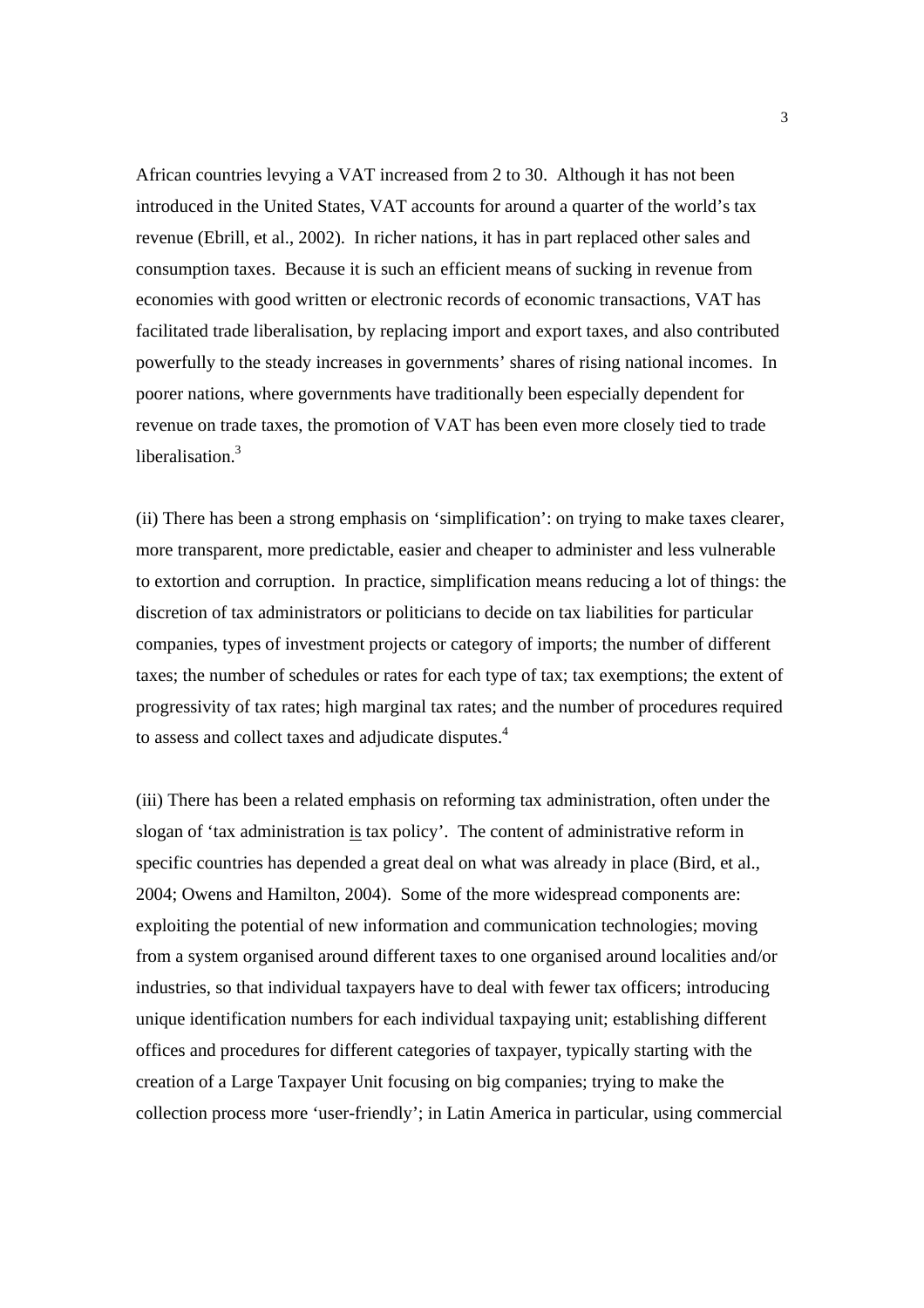African countries levying a VAT increased from 2 to 30. Although it has not been introduced in the United States, VAT accounts for around a quarter of the world's tax revenue (Ebrill, et al., 2002). In richer nations, it has in part replaced other sales and consumption taxes. Because it is such an efficient means of sucking in revenue from economies with good written or electronic records of economic transactions, VAT has facilitated trade liberalisation, by replacing import and export taxes, and also contributed powerfully to the steady increases in governments' shares of rising national incomes. In poorer nations, where governments have traditionally been especially dependent for revenue on trade taxes, the promotion of VAT has been even more closely tied to trade liberalisation.[3]

(ii) There has been a strong emphasis on 'simplification': on trying to make taxes clearer, more transparent, more predictable, easier and cheaper to administer and less vulnerable to extortion and corruption. In practice, simplification means reducing a lot of things: the discretion of tax administrators or politicians to decide on tax liabilities for particular companies, types of investment projects or category of imports; the number of different taxes; the number of schedules or rates for each type of tax; tax exemptions; the extent of progressivity of tax rates; high marginal tax rates; and the number of procedures required to assess and collect taxes and adjudicate disputes.[4]

(iii) There has been a related emphasis on reforming tax administration, often under the slogan of 'tax administration <u>is</u> tax policy'. The content of administrative reform in specific countries has depended a great deal on what was already in place (Bird, et al., 2004; Owens and Hamilton, 2004). Some of the more widespread components are: exploiting the potential of new information and communication technologies; moving from a system organised around different taxes to one organised around localities and/or industries, so that individual taxpayers have to deal with fewer tax officers; introducing unique identification numbers for each individual taxpaying unit; establishing different offices and procedures for different categories of taxpayer, typically starting with the creation of a Large Taxpayer Unit focusing on big companies; trying to make the collection process more 'user-friendly'; in Latin America in particular, using commercial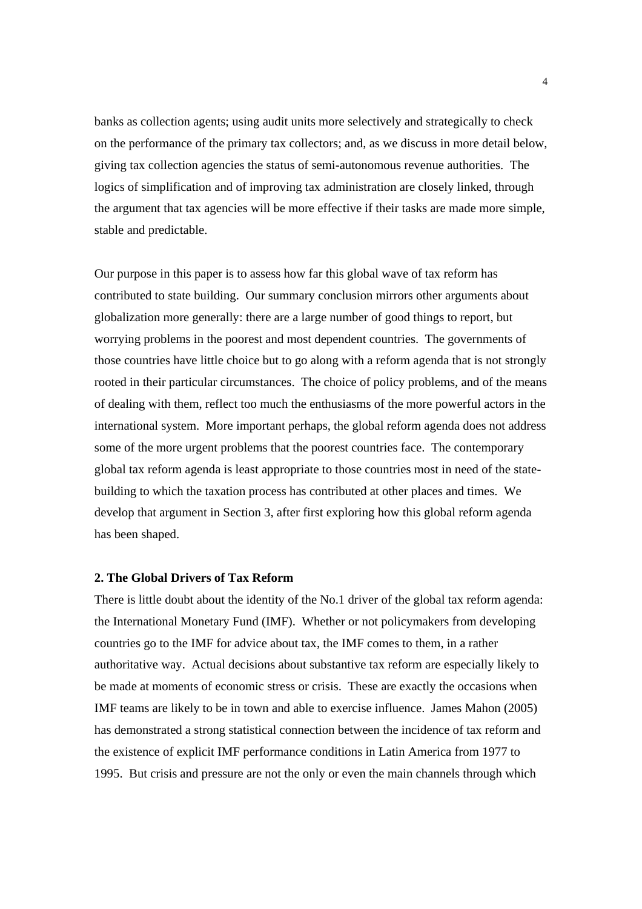banks as collection agents; using audit units more selectively and strategically to check on the performance of the primary tax collectors; and, as we discuss in more detail below, giving tax collection agencies the status of semi-autonomous revenue authorities. The logics of simplification and of improving tax administration are closely linked, through the argument that tax agencies will be more effective if their tasks are made more simple, stable and predictable.

Our purpose in this paper is to assess how far this global wave of tax reform has contributed to state building. Our summary conclusion mirrors other arguments about globalization more generally: there are a large number of good things to report, but worrying problems in the poorest and most dependent countries. The governments of those countries have little choice but to go along with a reform agenda that is not strongly rooted in their particular circumstances. The choice of policy problems, and of the means of dealing with them, reflect too much the enthusiasms of the more powerful actors in the international system. More important perhaps, the global reform agenda does not address some of the more urgent problems that the poorest countries face. The contemporary global tax reform agenda is least appropriate to those countries most in need of the state-building to which the taxation process has contributed at other places and times. We develop that argument in Section 3, after first exploring how this global reform agenda has been shaped.

## 2. The Global Drivers of Tax Reform

There is little doubt about the identity of the No.1 driver of the global tax reform agenda: the International Monetary Fund (IMF). Whether or not policymakers from developing countries go to the IMF for advice about tax, the IMF comes to them, in a rather authoritative way. Actual decisions about substantive tax reform are especially likely to be made at moments of economic stress or crisis. These are exactly the occasions when IMF teams are likely to be in town and able to exercise influence. James Mahon (2005) has demonstrated a strong statistical connection between the incidence of tax reform and the existence of explicit IMF performance conditions in Latin America from 1977 to 1995. But crisis and pressure are not the only or even the main channels through which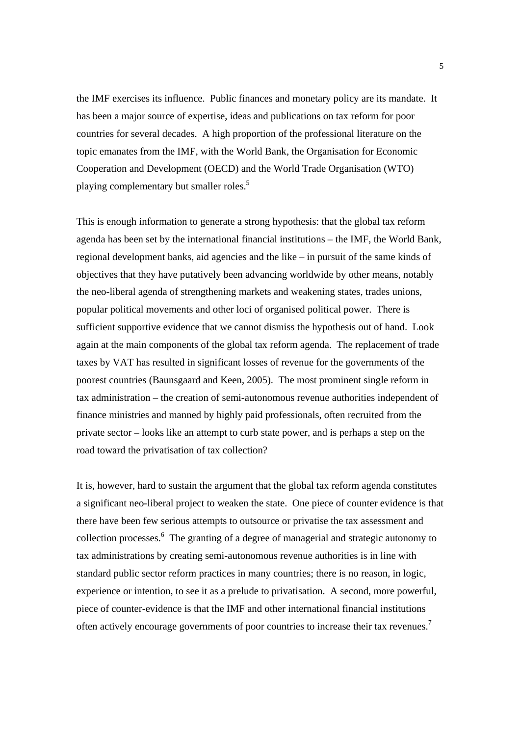the IMF exercises its influence. Public finances and monetary policy are its mandate. It has been a major source of expertise, ideas and publications on tax reform for poor countries for several decades. A high proportion of the professional literature on the topic emanates from the IMF, with the World Bank, the Organisation for Economic Cooperation and Development (OECD) and the World Trade Organisation (WTO) playing complementary but smaller roles.[5]

This is enough information to generate a strong hypothesis: that the global tax reform agenda has been set by the international financial institutions – the IMF, the World Bank, regional development banks, aid agencies and the like – in pursuit of the same kinds of objectives that they have putatively been advancing worldwide by other means, notably the neo-liberal agenda of strengthening markets and weakening states, trades unions, popular political movements and other loci of organised political power. There is sufficient supportive evidence that we cannot dismiss the hypothesis out of hand. Look again at the main components of the global tax reform agenda. The replacement of trade taxes by VAT has resulted in significant losses of revenue for the governments of the poorest countries (Baunsgaard and Keen, 2005). The most prominent single reform in tax administration – the creation of semi-autonomous revenue authorities independent of finance ministries and manned by highly paid professionals, often recruited from the private sector – looks like an attempt to curb state power, and is perhaps a step on the road toward the privatisation of tax collection?

It is, however, hard to sustain the argument that the global tax reform agenda constitutes a significant neo-liberal project to weaken the state. One piece of counter evidence is that there have been few serious attempts to outsource or privatise the tax assessment and collection processes.[6] The granting of a degree of managerial and strategic autonomy to tax administrations by creating semi-autonomous revenue authorities is in line with standard public sector reform practices in many countries; there is no reason, in logic, experience or intention, to see it as a prelude to privatisation. A second, more powerful, piece of counter-evidence is that the IMF and other international financial institutions often actively encourage governments of poor countries to increase their tax revenues.[7]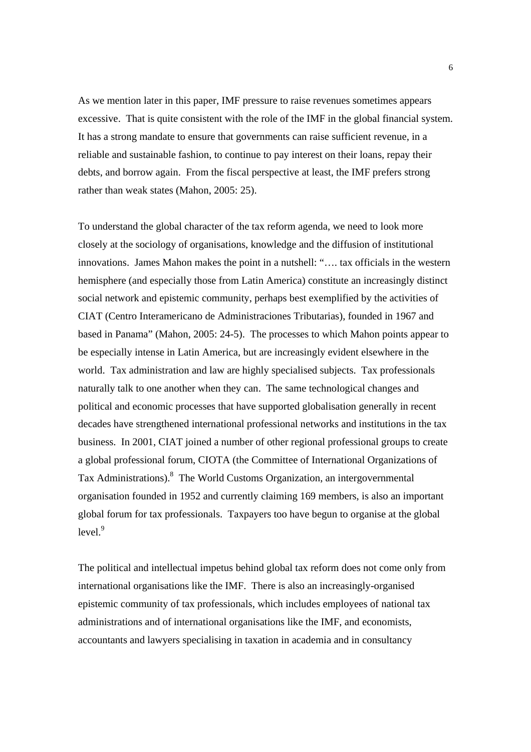As we mention later in this paper, IMF pressure to raise revenues sometimes appears excessive. That is quite consistent with the role of the IMF in the global financial system. It has a strong mandate to ensure that governments can raise sufficient revenue, in a reliable and sustainable fashion, to continue to pay interest on their loans, repay their debts, and borrow again. From the fiscal perspective at least, the IMF prefers strong rather than weak states (Mahon, 2005: 25).

To understand the global character of the tax reform agenda, we need to look more closely at the sociology of organisations, knowledge and the diffusion of institutional innovations. James Mahon makes the point in a nutshell: "…. tax officials in the western hemisphere (and especially those from Latin America) constitute an increasingly distinct social network and epistemic community, perhaps best exemplified by the activities of CIAT (Centro Interamericano de Administraciones Tributarias), founded in 1967 and based in Panama" (Mahon, 2005: 24-5). The processes to which Mahon points appear to be especially intense in Latin America, but are increasingly evident elsewhere in the world. Tax administration and law are highly specialised subjects. Tax professionals naturally talk to one another when they can. The same technological changes and political and economic processes that have supported globalisation generally in recent decades have strengthened international professional networks and institutions in the tax business. In 2001, CIAT joined a number of other regional professional groups to create a global professional forum, CIOTA (the Committee of International Organizations of Tax Administrations).[8] The World Customs Organization, an intergovernmental organisation founded in 1952 and currently claiming 169 members, is also an important global forum for tax professionals. Taxpayers too have begun to organise at the global level.[9]

The political and intellectual impetus behind global tax reform does not come only from international organisations like the IMF. There is also an increasingly-organised epistemic community of tax professionals, which includes employees of national tax administrations and of international organisations like the IMF, and economists, accountants and lawyers specialising in taxation in academia and in consultancy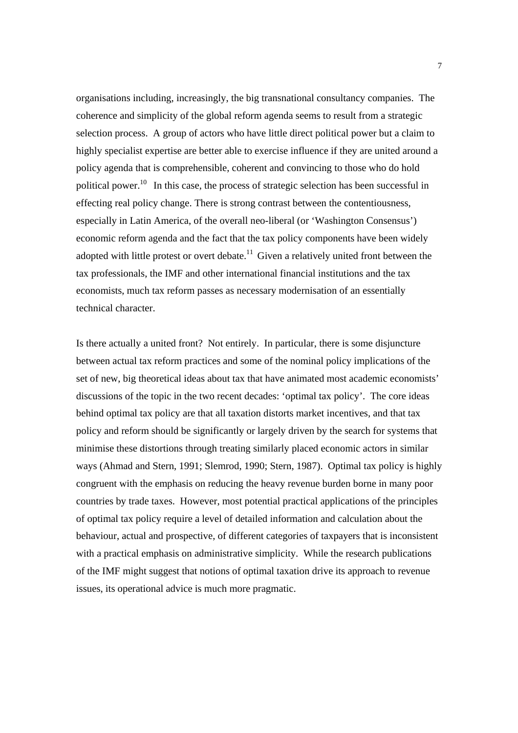organisations including, increasingly, the big transnational consultancy companies. The coherence and simplicity of the global reform agenda seems to result from a strategic selection process. A group of actors who have little direct political power but a claim to highly specialist expertise are better able to exercise influence if they are united around a policy agenda that is comprehensible, coherent and convincing to those who do hold political power.[10] In this case, the process of strategic selection has been successful in effecting real policy change. There is strong contrast between the contentiousness, especially in Latin America, of the overall neo-liberal (or 'Washington Consensus') economic reform agenda and the fact that the tax policy components have been widely adopted with little protest or overt debate.[11] Given a relatively united front between the tax professionals, the IMF and other international financial institutions and the tax economists, much tax reform passes as necessary modernisation of an essentially technical character.

Is there actually a united front? Not entirely. In particular, there is some disjuncture between actual tax reform practices and some of the nominal policy implications of the set of new, big theoretical ideas about tax that have animated most academic economists' discussions of the topic in the two recent decades: 'optimal tax policy'. The core ideas behind optimal tax policy are that all taxation distorts market incentives, and that tax policy and reform should be significantly or largely driven by the search for systems that minimise these distortions through treating similarly placed economic actors in similar ways (Ahmad and Stern, 1991; Slemrod, 1990; Stern, 1987). Optimal tax policy is highly congruent with the emphasis on reducing the heavy revenue burden borne in many poor countries by trade taxes. However, most potential practical applications of the principles of optimal tax policy require a level of detailed information and calculation about the behaviour, actual and prospective, of different categories of taxpayers that is inconsistent with a practical emphasis on administrative simplicity. While the research publications of the IMF might suggest that notions of optimal taxation drive its approach to revenue issues, its operational advice is much more pragmatic.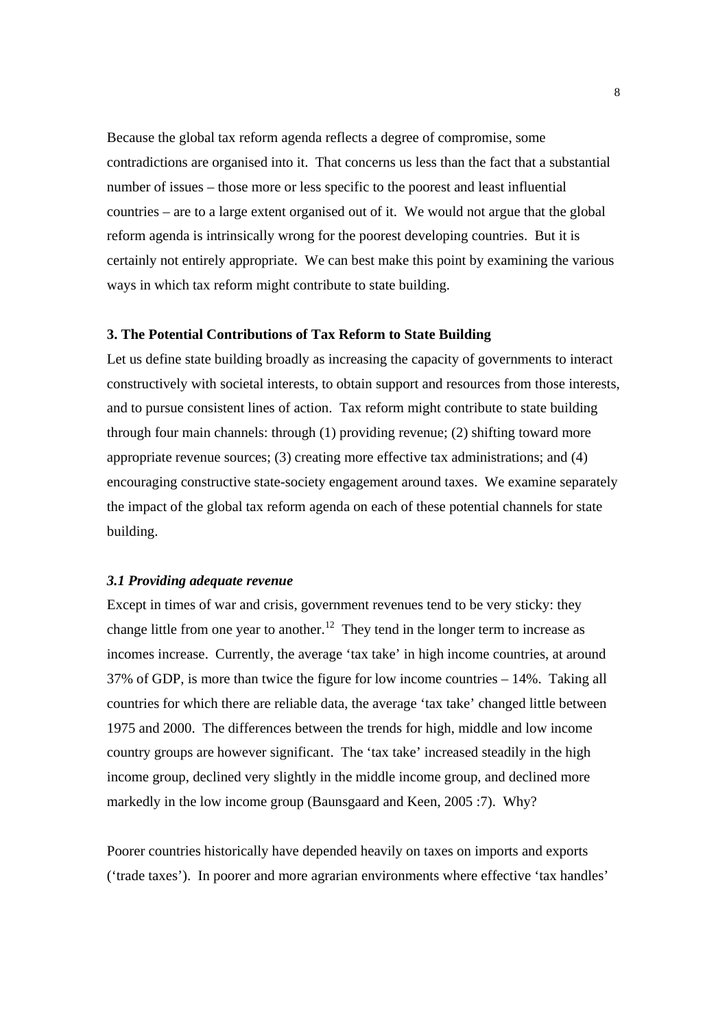Because the global tax reform agenda reflects a degree of compromise, some contradictions are organised into it. That concerns us less than the fact that a substantial number of issues – those more or less specific to the poorest and least influential countries – are to a large extent organised out of it. We would not argue that the global reform agenda is intrinsically wrong for the poorest developing countries. But it is certainly not entirely appropriate. We can best make this point by examining the various ways in which tax reform might contribute to state building.

### 3. The Potential Contributions of Tax Reform to State Building

Let us define state building broadly as increasing the capacity of governments to interact constructively with societal interests, to obtain support and resources from those interests, and to pursue consistent lines of action. Tax reform might contribute to state building through four main channels: through (1) providing revenue; (2) shifting toward more appropriate revenue sources; (3) creating more effective tax administrations; and (4) encouraging constructive state-society engagement around taxes. We examine separately the impact of the global tax reform agenda on each of these potential channels for state building.

#### *3.1 Providing adequate revenue*

Except in times of war and crisis, government revenues tend to be very sticky: they change little from one year to another.[12] They tend in the longer term to increase as incomes increase. Currently, the average 'tax take' in high income countries, at around 37% of GDP, is more than twice the figure for low income countries – 14%. Taking all countries for which there are reliable data, the average 'tax take' changed little between 1975 and 2000. The differences between the trends for high, middle and low income country groups are however significant. The 'tax take' increased steadily in the high income group, declined very slightly in the middle income group, and declined more markedly in the low income group (Baunsgaard and Keen, 2005 :7). Why?

Poorer countries historically have depended heavily on taxes on imports and exports ('trade taxes'). In poorer and more agrarian environments where effective 'tax handles'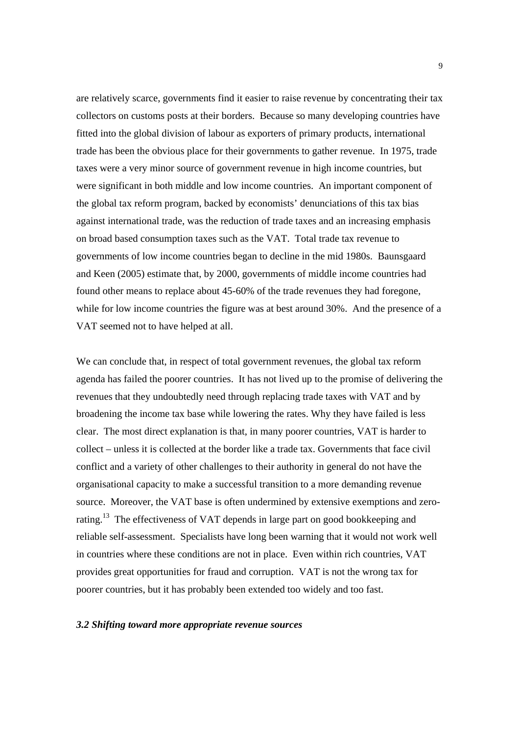are relatively scarce, governments find it easier to raise revenue by concentrating their tax collectors on customs posts at their borders. Because so many developing countries have fitted into the global division of labour as exporters of primary products, international trade has been the obvious place for their governments to gather revenue. In 1975, trade taxes were a very minor source of government revenue in high income countries, but were significant in both middle and low income countries. An important component of the global tax reform program, backed by economists' denunciations of this tax bias against international trade, was the reduction of trade taxes and an increasing emphasis on broad based consumption taxes such as the VAT. Total trade tax revenue to governments of low income countries began to decline in the mid 1980s. Baunsgaard and Keen (2005) estimate that, by 2000, governments of middle income countries had found other means to replace about 45-60% of the trade revenues they had foregone, while for low income countries the figure was at best around 30%. And the presence of a VAT seemed not to have helped at all.

We can conclude that, in respect of total government revenues, the global tax reform agenda has failed the poorer countries. It has not lived up to the promise of delivering the revenues that they undoubtedly need through replacing trade taxes with VAT and by broadening the income tax base while lowering the rates. Why they have failed is less clear. The most direct explanation is that, in many poorer countries, VAT is harder to collect – unless it is collected at the border like a trade tax. Governments that face civil conflict and a variety of other challenges to their authority in general do not have the organisational capacity to make a successful transition to a more demanding revenue source. Moreover, the VAT base is often undermined by extensive exemptions and zero-rating.[13] The effectiveness of VAT depends in large part on good bookkeeping and reliable self-assessment. Specialists have long been warning that it would not work well in countries where these conditions are not in place. Even within rich countries, VAT provides great opportunities for fraud and corruption. VAT is not the wrong tax for poorer countries, but it has probably been extended too widely and too fast.

### *3.2 Shifting toward more appropriate revenue sources*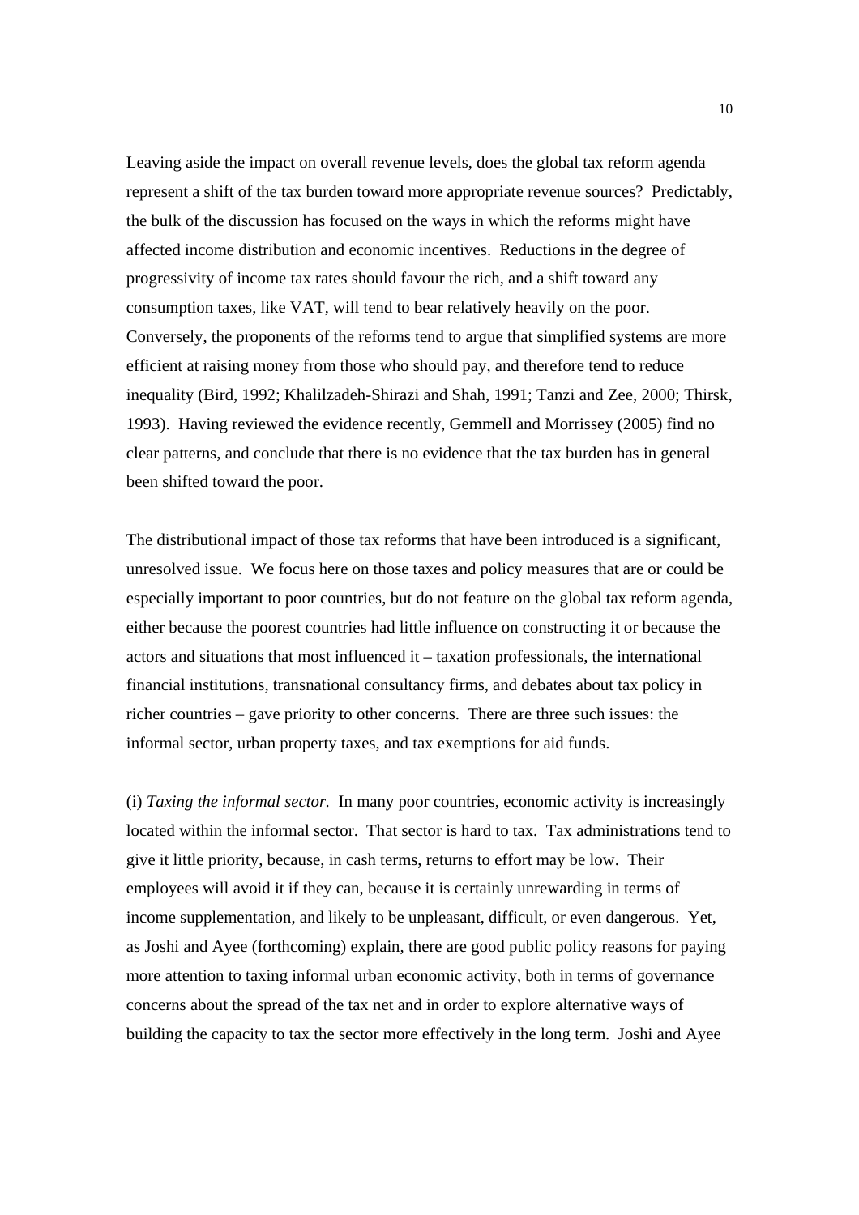Leaving aside the impact on overall revenue levels, does the global tax reform agenda represent a shift of the tax burden toward more appropriate revenue sources? Predictably, the bulk of the discussion has focused on the ways in which the reforms might have affected income distribution and economic incentives. Reductions in the degree of progressivity of income tax rates should favour the rich, and a shift toward any consumption taxes, like VAT, will tend to bear relatively heavily on the poor. Conversely, the proponents of the reforms tend to argue that simplified systems are more efficient at raising money from those who should pay, and therefore tend to reduce inequality (Bird, 1992; Khalilzadeh-Shirazi and Shah, 1991; Tanzi and Zee, 2000; Thirsk, 1993). Having reviewed the evidence recently, Gemmell and Morrissey (2005) find no clear patterns, and conclude that there is no evidence that the tax burden has in general been shifted toward the poor.

The distributional impact of those tax reforms that have been introduced is a significant, unresolved issue. We focus here on those taxes and policy measures that are or could be especially important to poor countries, but do not feature on the global tax reform agenda, either because the poorest countries had little influence on constructing it or because the actors and situations that most influenced it – taxation professionals, the international financial institutions, transnational consultancy firms, and debates about tax policy in richer countries – gave priority to other concerns. There are three such issues: the informal sector, urban property taxes, and tax exemptions for aid funds.

(i) *Taxing the informal sector.* In many poor countries, economic activity is increasingly located within the informal sector. That sector is hard to tax. Tax administrations tend to give it little priority, because, in cash terms, returns to effort may be low. Their employees will avoid it if they can, because it is certainly unrewarding in terms of income supplementation, and likely to be unpleasant, difficult, or even dangerous. Yet, as Joshi and Ayee (forthcoming) explain, there are good public policy reasons for paying more attention to taxing informal urban economic activity, both in terms of governance concerns about the spread of the tax net and in order to explore alternative ways of building the capacity to tax the sector more effectively in the long term. Joshi and Ayee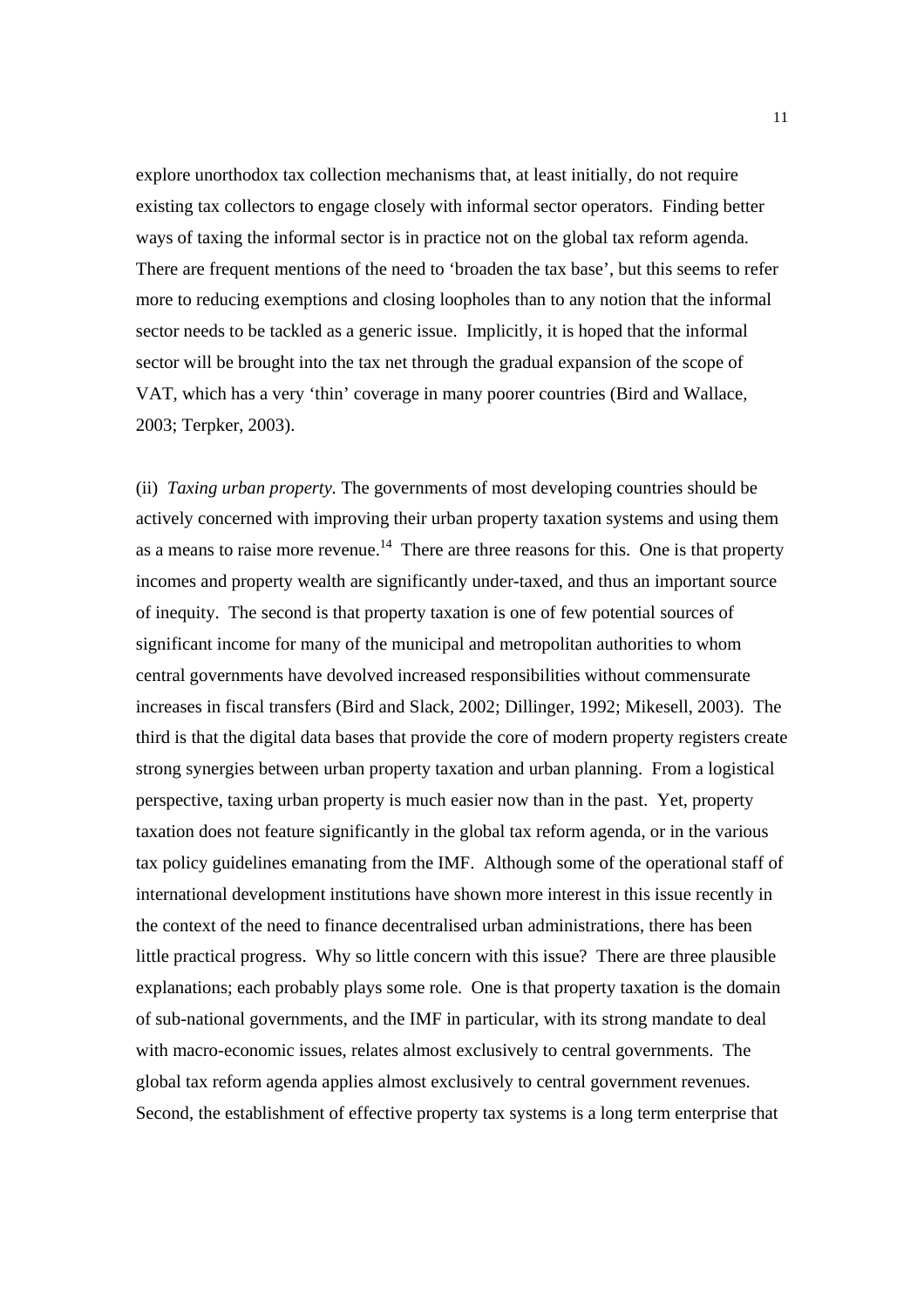explore unorthodox tax collection mechanisms that, at least initially, do not require existing tax collectors to engage closely with informal sector operators. Finding better ways of taxing the informal sector is in practice not on the global tax reform agenda. There are frequent mentions of the need to 'broaden the tax base', but this seems to refer more to reducing exemptions and closing loopholes than to any notion that the informal sector needs to be tackled as a generic issue. Implicitly, it is hoped that the informal sector will be brought into the tax net through the gradual expansion of the scope of VAT, which has a very 'thin' coverage in many poorer countries (Bird and Wallace, 2003; Terpker, 2003).

(ii) *Taxing urban property.* The governments of most developing countries should be actively concerned with improving their urban property taxation systems and using them as a means to raise more revenue.[14] There are three reasons for this. One is that property incomes and property wealth are significantly under-taxed, and thus an important source of inequity. The second is that property taxation is one of few potential sources of significant income for many of the municipal and metropolitan authorities to whom central governments have devolved increased responsibilities without commensurate increases in fiscal transfers (Bird and Slack, 2002; Dillinger, 1992; Mikesell, 2003). The third is that the digital data bases that provide the core of modern property registers create strong synergies between urban property taxation and urban planning. From a logistical perspective, taxing urban property is much easier now than in the past. Yet, property taxation does not feature significantly in the global tax reform agenda, or in the various tax policy guidelines emanating from the IMF. Although some of the operational staff of international development institutions have shown more interest in this issue recently in the context of the need to finance decentralised urban administrations, there has been little practical progress. Why so little concern with this issue? There are three plausible explanations; each probably plays some role. One is that property taxation is the domain of sub-national governments, and the IMF in particular, with its strong mandate to deal with macro-economic issues, relates almost exclusively to central governments. The global tax reform agenda applies almost exclusively to central government revenues. Second, the establishment of effective property tax systems is a long term enterprise that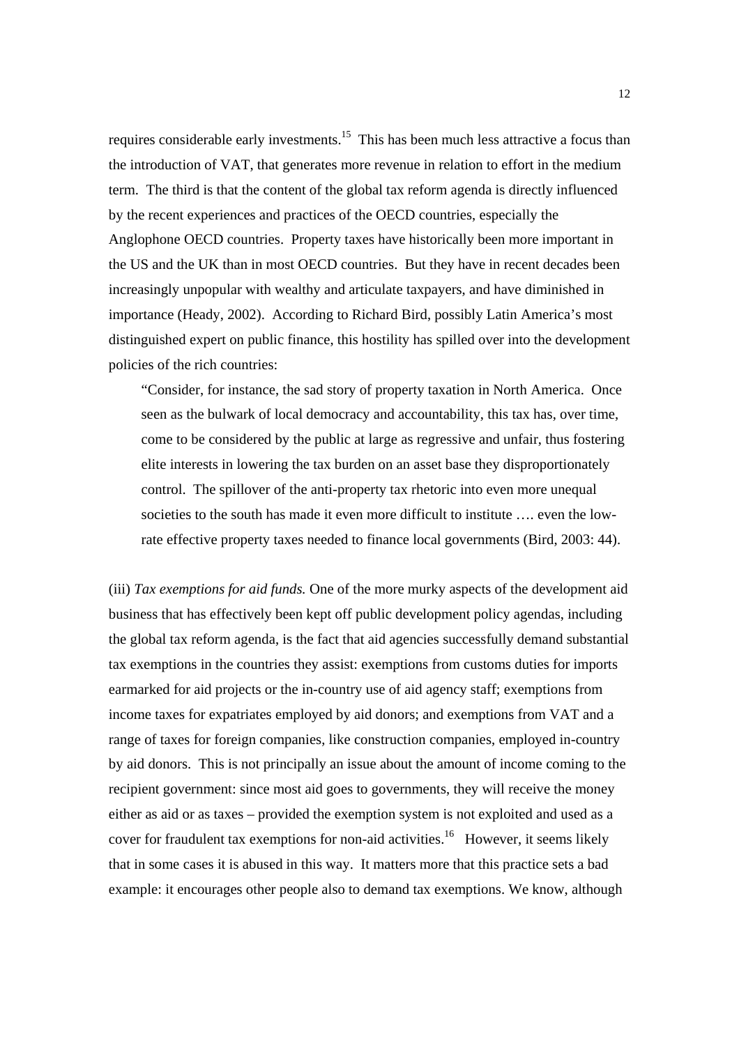requires considerable early investments.[15] This has been much less attractive a focus than the introduction of VAT, that generates more revenue in relation to effort in the medium term. The third is that the content of the global tax reform agenda is directly influenced by the recent experiences and practices of the OECD countries, especially the Anglophone OECD countries. Property taxes have historically been more important in the US and the UK than in most OECD countries. But they have in recent decades been increasingly unpopular with wealthy and articulate taxpayers, and have diminished in importance (Heady, 2002). According to Richard Bird, possibly Latin America's most distinguished expert on public finance, this hostility has spilled over into the development policies of the rich countries:

> "Consider, for instance, the sad story of property taxation in North America. Once seen as the bulwark of local democracy and accountability, this tax has, over time, come to be considered by the public at large as regressive and unfair, thus fostering elite interests in lowering the tax burden on an asset base they disproportionately control. The spillover of the anti-property tax rhetoric into even more unequal societies to the south has made it even more difficult to institute …. even the low-rate effective property taxes needed to finance local governments (Bird, 2003: 44).

(iii) *Tax exemptions for aid funds.* One of the more murky aspects of the development aid business that has effectively been kept off public development policy agendas, including the global tax reform agenda, is the fact that aid agencies successfully demand substantial tax exemptions in the countries they assist: exemptions from customs duties for imports earmarked for aid projects or the in-country use of aid agency staff; exemptions from income taxes for expatriates employed by aid donors; and exemptions from VAT and a range of taxes for foreign companies, like construction companies, employed in-country by aid donors. This is not principally an issue about the amount of income coming to the recipient government: since most aid goes to governments, they will receive the money either as aid or as taxes – provided the exemption system is not exploited and used as a cover for fraudulent tax exemptions for non-aid activities.[16] However, it seems likely that in some cases it is abused in this way. It matters more that this practice sets a bad example: it encourages other people also to demand tax exemptions. We know, although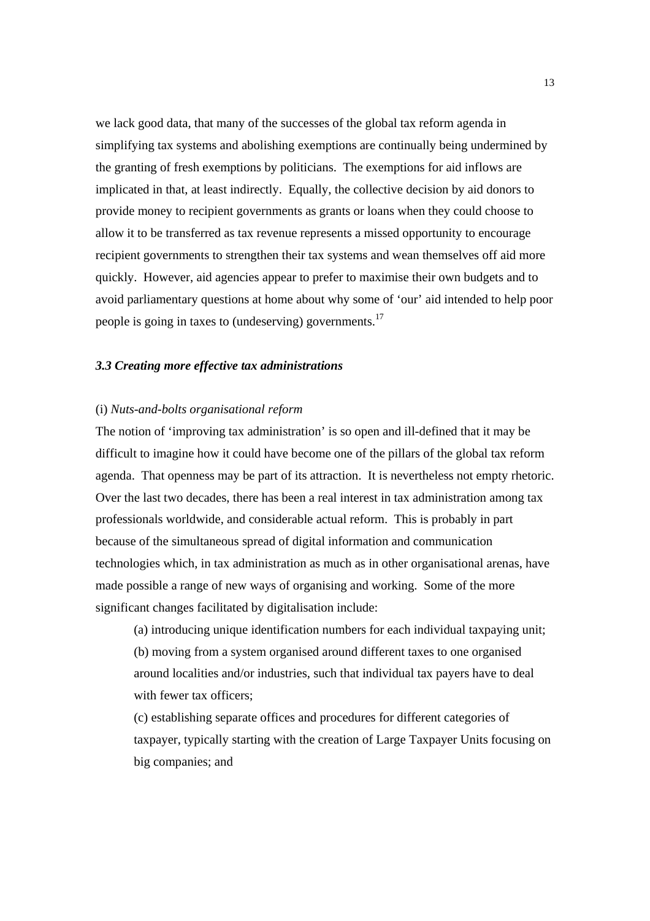we lack good data, that many of the successes of the global tax reform agenda in simplifying tax systems and abolishing exemptions are continually being undermined by the granting of fresh exemptions by politicians. The exemptions for aid inflows are implicated in that, at least indirectly. Equally, the collective decision by aid donors to provide money to recipient governments as grants or loans when they could choose to allow it to be transferred as tax revenue represents a missed opportunity to encourage recipient governments to strengthen their tax systems and wean themselves off aid more quickly. However, aid agencies appear to prefer to maximise their own budgets and to avoid parliamentary questions at home about why some of 'our' aid intended to help poor people is going in taxes to (undeserving) governments.[17]

### *3.3 Creating more effective tax administrations*

(i) *Nuts-and-bolts organisational reform*

The notion of 'improving tax administration' is so open and ill-defined that it may be difficult to imagine how it could have become one of the pillars of the global tax reform agenda. That openness may be part of its attraction. It is nevertheless not empty rhetoric. Over the last two decades, there has been a real interest in tax administration among tax professionals worldwide, and considerable actual reform. This is probably in part because of the simultaneous spread of digital information and communication technologies which, in tax administration as much as in other organisational arenas, have made possible a range of new ways of organising and working. Some of the more significant changes facilitated by digitalisation include:

(a) introducing unique identification numbers for each individual taxpaying unit;

(b) moving from a system organised around different taxes to one organised around localities and/or industries, such that individual tax payers have to deal with fewer tax officers;

(c) establishing separate offices and procedures for different categories of taxpayer, typically starting with the creation of Large Taxpayer Units focusing on big companies; and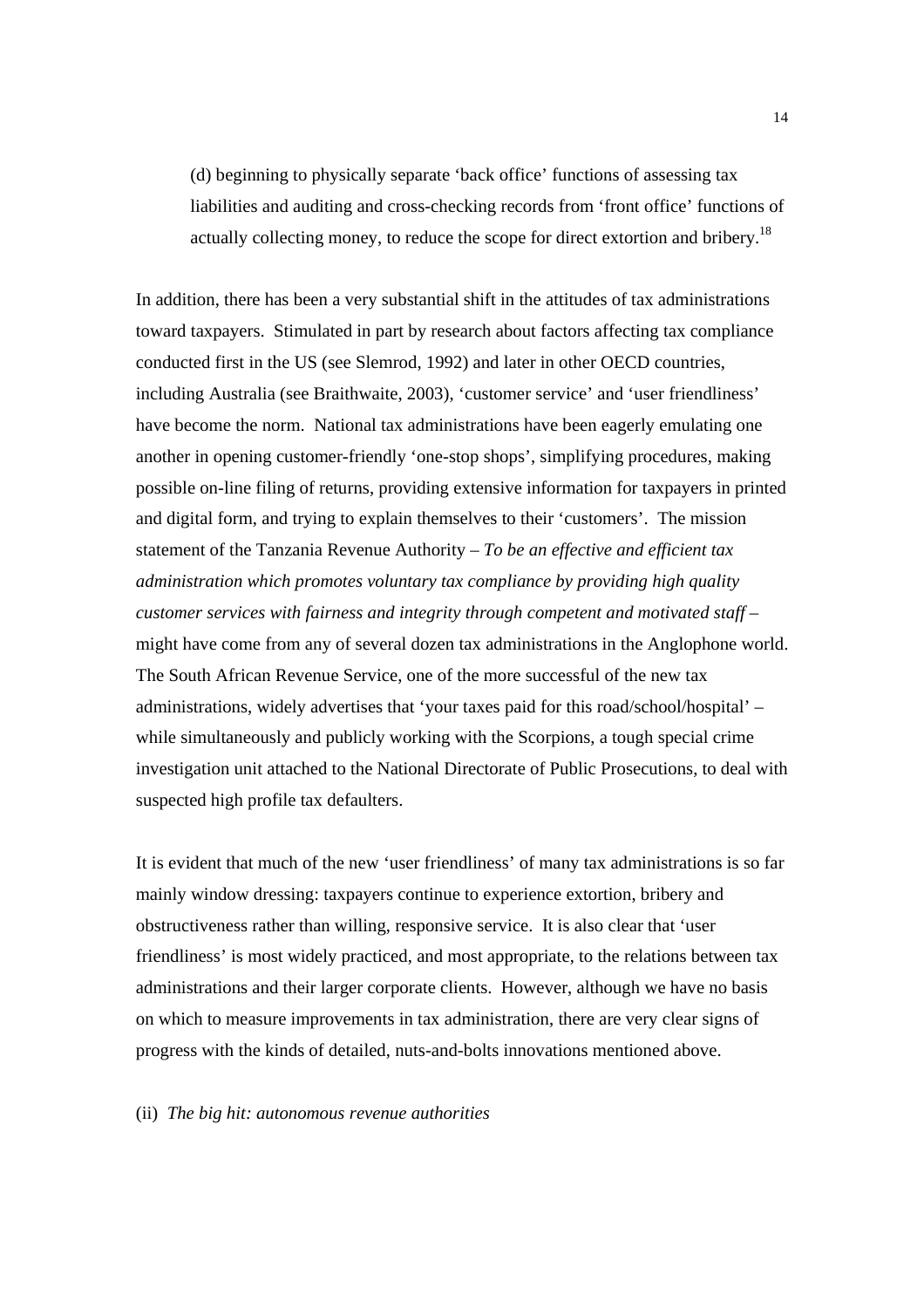(d) beginning to physically separate 'back office' functions of assessing tax liabilities and auditing and cross-checking records from 'front office' functions of actually collecting money, to reduce the scope for direct extortion and bribery.[18]

In addition, there has been a very substantial shift in the attitudes of tax administrations toward taxpayers. Stimulated in part by research about factors affecting tax compliance conducted first in the US (see Slemrod, 1992) and later in other OECD countries, including Australia (see Braithwaite, 2003), 'customer service' and 'user friendliness' have become the norm. National tax administrations have been eagerly emulating one another in opening customer-friendly 'one-stop shops', simplifying procedures, making possible on-line filing of returns, providing extensive information for taxpayers in printed and digital form, and trying to explain themselves to their 'customers'. The mission statement of the Tanzania Revenue Authority – *To be an effective and efficient tax administration which promotes voluntary tax compliance by providing high quality customer services with fairness and integrity through competent and motivated staff* – might have come from any of several dozen tax administrations in the Anglophone world. The South African Revenue Service, one of the more successful of the new tax administrations, widely advertises that 'your taxes paid for this road/school/hospital' – while simultaneously and publicly working with the Scorpions, a tough special crime investigation unit attached to the National Directorate of Public Prosecutions, to deal with suspected high profile tax defaulters.

It is evident that much of the new 'user friendliness' of many tax administrations is so far mainly window dressing: taxpayers continue to experience extortion, bribery and obstructiveness rather than willing, responsive service. It is also clear that 'user friendliness' is most widely practiced, and most appropriate, to the relations between tax administrations and their larger corporate clients. However, although we have no basis on which to measure improvements in tax administration, there are very clear signs of progress with the kinds of detailed, nuts-and-bolts innovations mentioned above.

(ii) *The big hit: autonomous revenue authorities*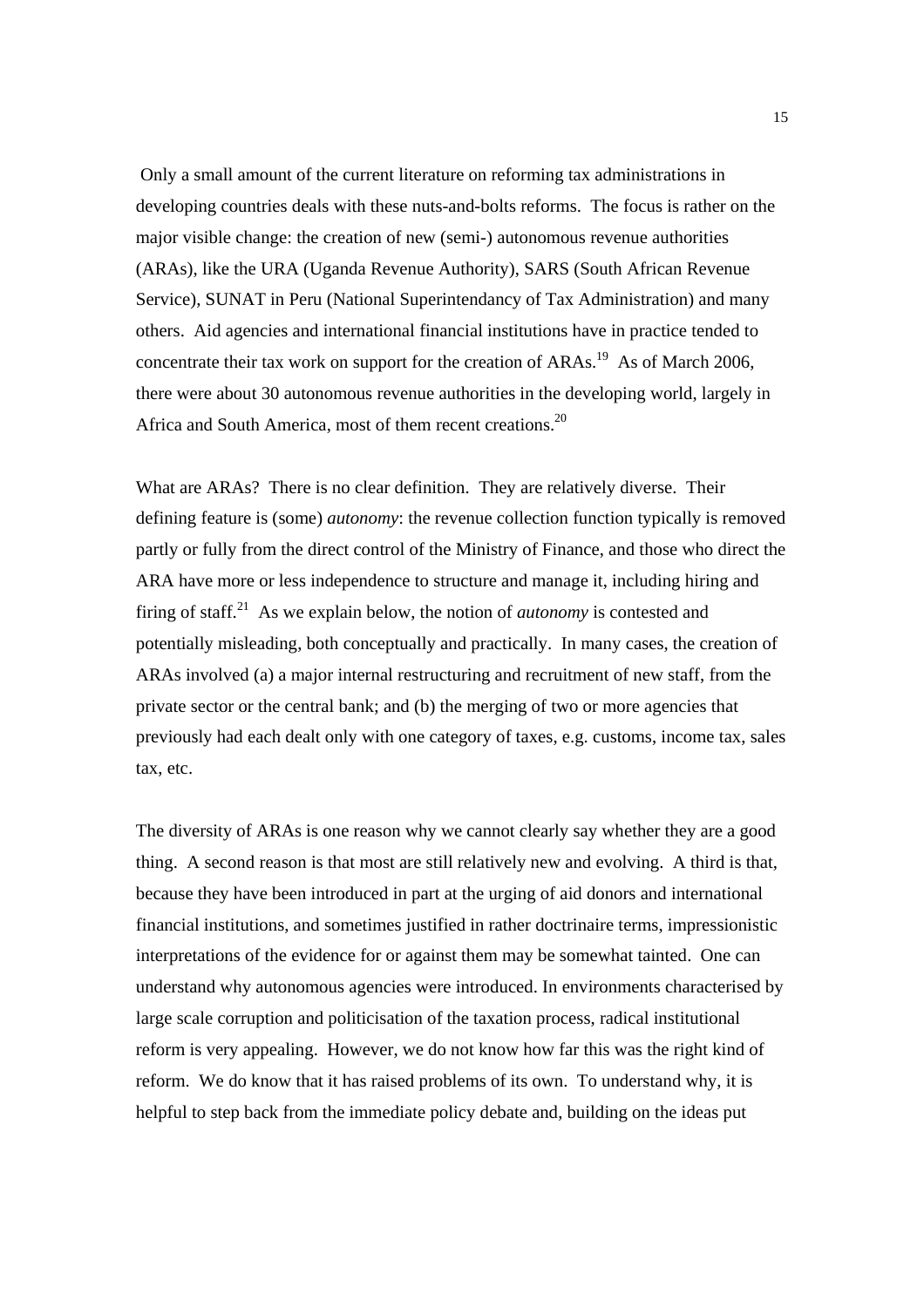Only a small amount of the current literature on reforming tax administrations in developing countries deals with these nuts-and-bolts reforms. The focus is rather on the major visible change: the creation of new (semi-) autonomous revenue authorities (ARAs), like the URA (Uganda Revenue Authority), SARS (South African Revenue Service), SUNAT in Peru (National Superintendancy of Tax Administration) and many others. Aid agencies and international financial institutions have in practice tended to concentrate their tax work on support for the creation of ARAs.[19] As of March 2006, there were about 30 autonomous revenue authorities in the developing world, largely in Africa and South America, most of them recent creations.[20]

What are ARAs? There is no clear definition. They are relatively diverse. Their defining feature is (some) *autonomy*: the revenue collection function typically is removed partly or fully from the direct control of the Ministry of Finance, and those who direct the ARA have more or less independence to structure and manage it, including hiring and firing of staff.[21] As we explain below, the notion of *autonomy* is contested and potentially misleading, both conceptually and practically. In many cases, the creation of ARAs involved (a) a major internal restructuring and recruitment of new staff, from the private sector or the central bank; and (b) the merging of two or more agencies that previously had each dealt only with one category of taxes, e.g. customs, income tax, sales tax, etc.

The diversity of ARAs is one reason why we cannot clearly say whether they are a good thing. A second reason is that most are still relatively new and evolving. A third is that, because they have been introduced in part at the urging of aid donors and international financial institutions, and sometimes justified in rather doctrinaire terms, impressionistic interpretations of the evidence for or against them may be somewhat tainted. One can understand why autonomous agencies were introduced. In environments characterised by large scale corruption and politicisation of the taxation process, radical institutional reform is very appealing. However, we do not know how far this was the right kind of reform. We do know that it has raised problems of its own. To understand why, it is helpful to step back from the immediate policy debate and, building on the ideas put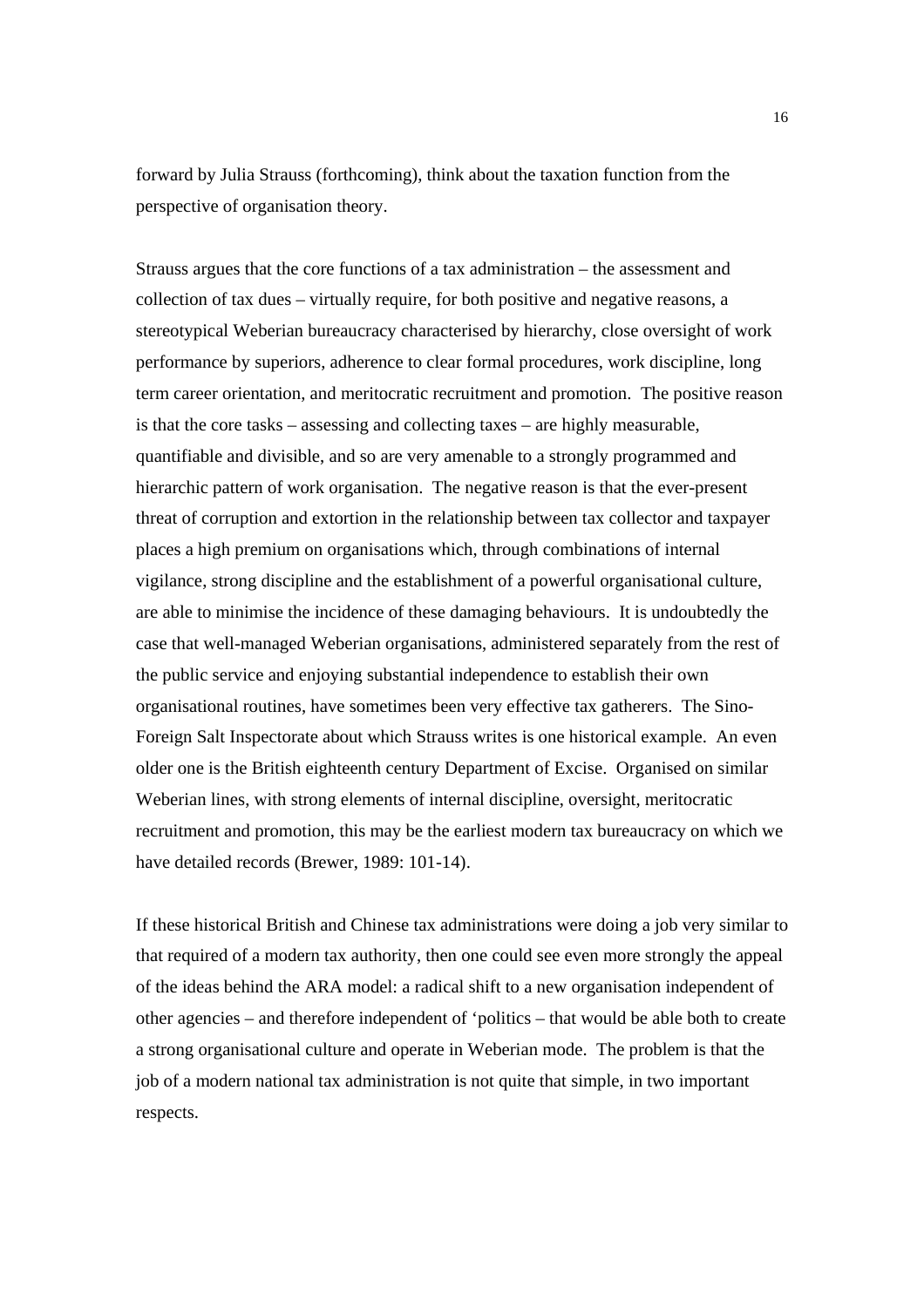forward by Julia Strauss (forthcoming), think about the taxation function from the perspective of organisation theory.

Strauss argues that the core functions of a tax administration – the assessment and collection of tax dues – virtually require, for both positive and negative reasons, a stereotypical Weberian bureaucracy characterised by hierarchy, close oversight of work performance by superiors, adherence to clear formal procedures, work discipline, long term career orientation, and meritocratic recruitment and promotion. The positive reason is that the core tasks – assessing and collecting taxes – are highly measurable, quantifiable and divisible, and so are very amenable to a strongly programmed and hierarchic pattern of work organisation. The negative reason is that the ever-present threat of corruption and extortion in the relationship between tax collector and taxpayer places a high premium on organisations which, through combinations of internal vigilance, strong discipline and the establishment of a powerful organisational culture, are able to minimise the incidence of these damaging behaviours. It is undoubtedly the case that well-managed Weberian organisations, administered separately from the rest of the public service and enjoying substantial independence to establish their own organisational routines, have sometimes been very effective tax gatherers. The Sino-Foreign Salt Inspectorate about which Strauss writes is one historical example. An even older one is the British eighteenth century Department of Excise. Organised on similar Weberian lines, with strong elements of internal discipline, oversight, meritocratic recruitment and promotion, this may be the earliest modern tax bureaucracy on which we have detailed records (Brewer, 1989: 101-14).

If these historical British and Chinese tax administrations were doing a job very similar to that required of a modern tax authority, then one could see even more strongly the appeal of the ideas behind the ARA model: a radical shift to a new organisation independent of other agencies – and therefore independent of 'politics – that would be able both to create a strong organisational culture and operate in Weberian mode. The problem is that the job of a modern national tax administration is not quite that simple, in two important respects.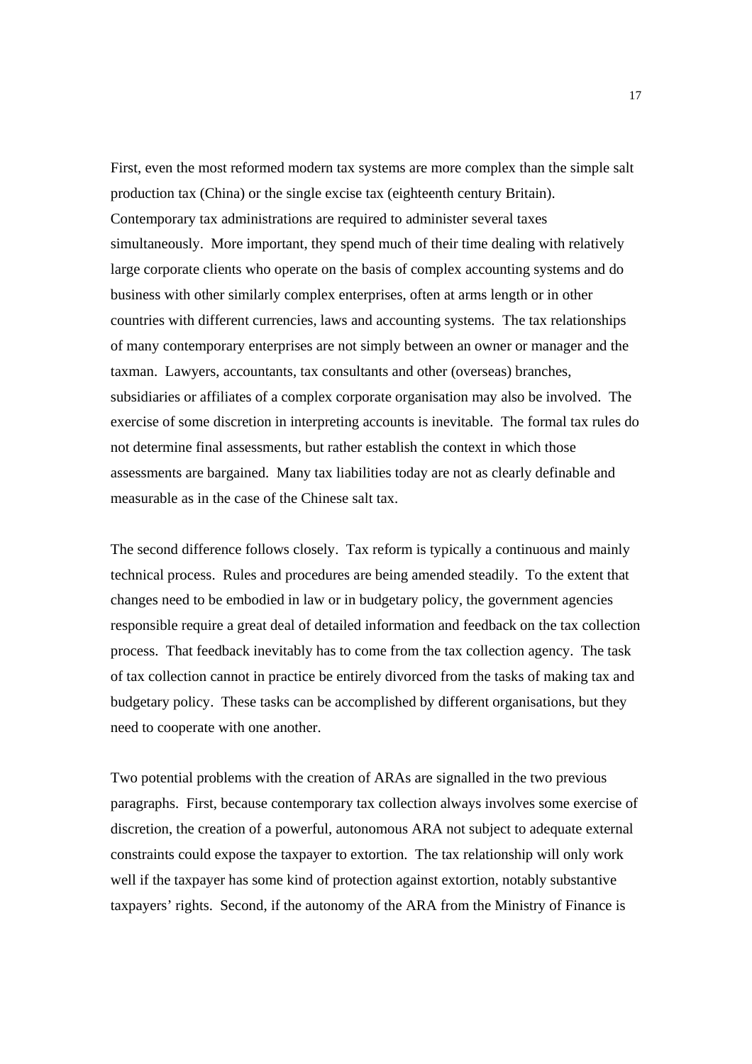First, even the most reformed modern tax systems are more complex than the simple salt production tax (China) or the single excise tax (eighteenth century Britain). Contemporary tax administrations are required to administer several taxes simultaneously. More important, they spend much of their time dealing with relatively large corporate clients who operate on the basis of complex accounting systems and do business with other similarly complex enterprises, often at arms length or in other countries with different currencies, laws and accounting systems. The tax relationships of many contemporary enterprises are not simply between an owner or manager and the taxman. Lawyers, accountants, tax consultants and other (overseas) branches, subsidiaries or affiliates of a complex corporate organisation may also be involved. The exercise of some discretion in interpreting accounts is inevitable. The formal tax rules do not determine final assessments, but rather establish the context in which those assessments are bargained. Many tax liabilities today are not as clearly definable and measurable as in the case of the Chinese salt tax.

The second difference follows closely. Tax reform is typically a continuous and mainly technical process. Rules and procedures are being amended steadily. To the extent that changes need to be embodied in law or in budgetary policy, the government agencies responsible require a great deal of detailed information and feedback on the tax collection process. That feedback inevitably has to come from the tax collection agency. The task of tax collection cannot in practice be entirely divorced from the tasks of making tax and budgetary policy. These tasks can be accomplished by different organisations, but they need to cooperate with one another.

Two potential problems with the creation of ARAs are signalled in the two previous paragraphs. First, because contemporary tax collection always involves some exercise of discretion, the creation of a powerful, autonomous ARA not subject to adequate external constraints could expose the taxpayer to extortion. The tax relationship will only work well if the taxpayer has some kind of protection against extortion, notably substantive taxpayers' rights. Second, if the autonomy of the ARA from the Ministry of Finance is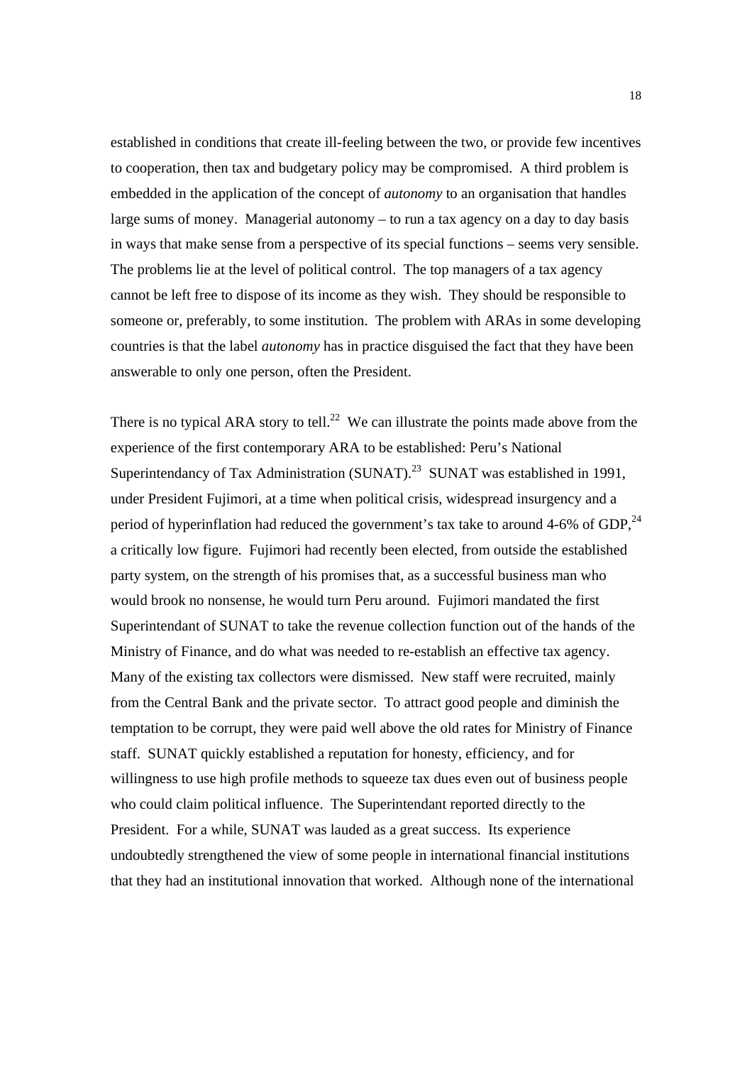established in conditions that create ill-feeling between the two, or provide few incentives to cooperation, then tax and budgetary policy may be compromised. A third problem is embedded in the application of the concept of *autonomy* to an organisation that handles large sums of money. Managerial autonomy – to run a tax agency on a day to day basis in ways that make sense from a perspective of its special functions – seems very sensible. The problems lie at the level of political control. The top managers of a tax agency cannot be left free to dispose of its income as they wish. They should be responsible to someone or, preferably, to some institution. The problem with ARAs in some developing countries is that the label *autonomy* has in practice disguised the fact that they have been answerable to only one person, often the President.

There is no typical ARA story to tell.[22] We can illustrate the points made above from the experience of the first contemporary ARA to be established: Peru's National Superintendancy of Tax Administration (SUNAT).[23] SUNAT was established in 1991, under President Fujimori, at a time when political crisis, widespread insurgency and a period of hyperinflation had reduced the government's tax take to around 4-6% of GDP,[24] a critically low figure. Fujimori had recently been elected, from outside the established party system, on the strength of his promises that, as a successful business man who would brook no nonsense, he would turn Peru around. Fujimori mandated the first Superintendant of SUNAT to take the revenue collection function out of the hands of the Ministry of Finance, and do what was needed to re-establish an effective tax agency. Many of the existing tax collectors were dismissed. New staff were recruited, mainly from the Central Bank and the private sector. To attract good people and diminish the temptation to be corrupt, they were paid well above the old rates for Ministry of Finance staff. SUNAT quickly established a reputation for honesty, efficiency, and for willingness to use high profile methods to squeeze tax dues even out of business people who could claim political influence. The Superintendant reported directly to the President. For a while, SUNAT was lauded as a great success. Its experience undoubtedly strengthened the view of some people in international financial institutions that they had an institutional innovation that worked. Although none of the international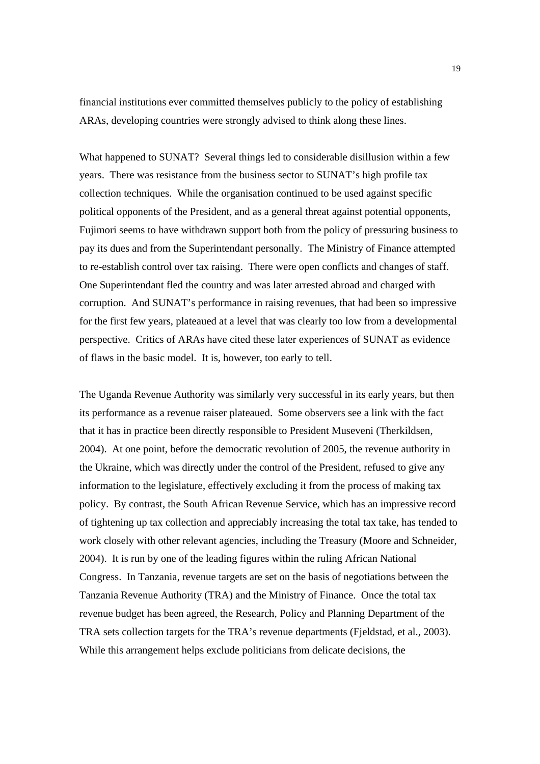financial institutions ever committed themselves publicly to the policy of establishing ARAs, developing countries were strongly advised to think along these lines.

What happened to SUNAT? Several things led to considerable disillusion within a few years. There was resistance from the business sector to SUNAT's high profile tax collection techniques. While the organisation continued to be used against specific political opponents of the President, and as a general threat against potential opponents, Fujimori seems to have withdrawn support both from the policy of pressuring business to pay its dues and from the Superintendant personally. The Ministry of Finance attempted to re-establish control over tax raising. There were open conflicts and changes of staff. One Superintendant fled the country and was later arrested abroad and charged with corruption. And SUNAT's performance in raising revenues, that had been so impressive for the first few years, plateaued at a level that was clearly too low from a developmental perspective. Critics of ARAs have cited these later experiences of SUNAT as evidence of flaws in the basic model. It is, however, too early to tell.

The Uganda Revenue Authority was similarly very successful in its early years, but then its performance as a revenue raiser plateaued. Some observers see a link with the fact that it has in practice been directly responsible to President Museveni (Therkildsen, 2004). At one point, before the democratic revolution of 2005, the revenue authority in the Ukraine, which was directly under the control of the President, refused to give any information to the legislature, effectively excluding it from the process of making tax policy. By contrast, the South African Revenue Service, which has an impressive record of tightening up tax collection and appreciably increasing the total tax take, has tended to work closely with other relevant agencies, including the Treasury (Moore and Schneider, 2004). It is run by one of the leading figures within the ruling African National Congress. In Tanzania, revenue targets are set on the basis of negotiations between the Tanzania Revenue Authority (TRA) and the Ministry of Finance. Once the total tax revenue budget has been agreed, the Research, Policy and Planning Department of the TRA sets collection targets for the TRA's revenue departments (Fjeldstad, et al., 2003). While this arrangement helps exclude politicians from delicate decisions, the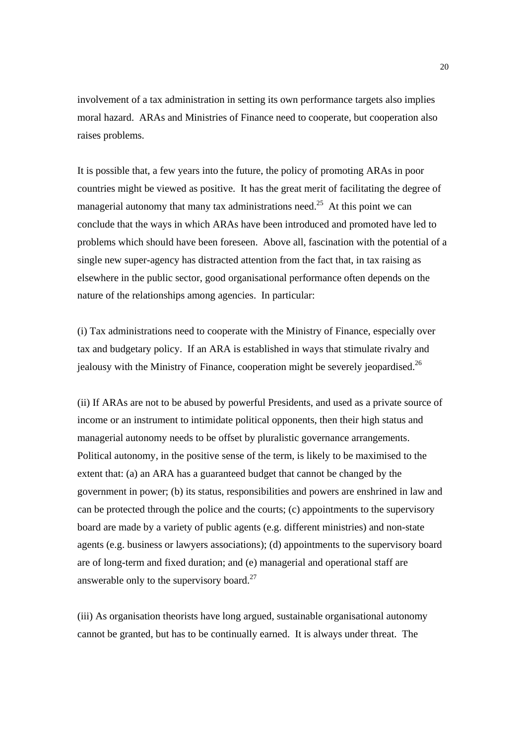involvement of a tax administration in setting its own performance targets also implies moral hazard. ARAs and Ministries of Finance need to cooperate, but cooperation also raises problems.

It is possible that, a few years into the future, the policy of promoting ARAs in poor countries might be viewed as positive. It has the great merit of facilitating the degree of managerial autonomy that many tax administrations need.[25] At this point we can conclude that the ways in which ARAs have been introduced and promoted have led to problems which should have been foreseen. Above all, fascination with the potential of a single new super-agency has distracted attention from the fact that, in tax raising as elsewhere in the public sector, good organisational performance often depends on the nature of the relationships among agencies. In particular:

(i) Tax administrations need to cooperate with the Ministry of Finance, especially over tax and budgetary policy. If an ARA is established in ways that stimulate rivalry and jealousy with the Ministry of Finance, cooperation might be severely jeopardised.[26]

(ii) If ARAs are not to be abused by powerful Presidents, and used as a private source of income or an instrument to intimidate political opponents, then their high status and managerial autonomy needs to be offset by pluralistic governance arrangements. Political autonomy, in the positive sense of the term, is likely to be maximised to the extent that: (a) an ARA has a guaranteed budget that cannot be changed by the government in power; (b) its status, responsibilities and powers are enshrined in law and can be protected through the police and the courts; (c) appointments to the supervisory board are made by a variety of public agents (e.g. different ministries) and non-state agents (e.g. business or lawyers associations); (d) appointments to the supervisory board are of long-term and fixed duration; and (e) managerial and operational staff are answerable only to the supervisory board.[27]

(iii) As organisation theorists have long argued, sustainable organisational autonomy cannot be granted, but has to be continually earned. It is always under threat. The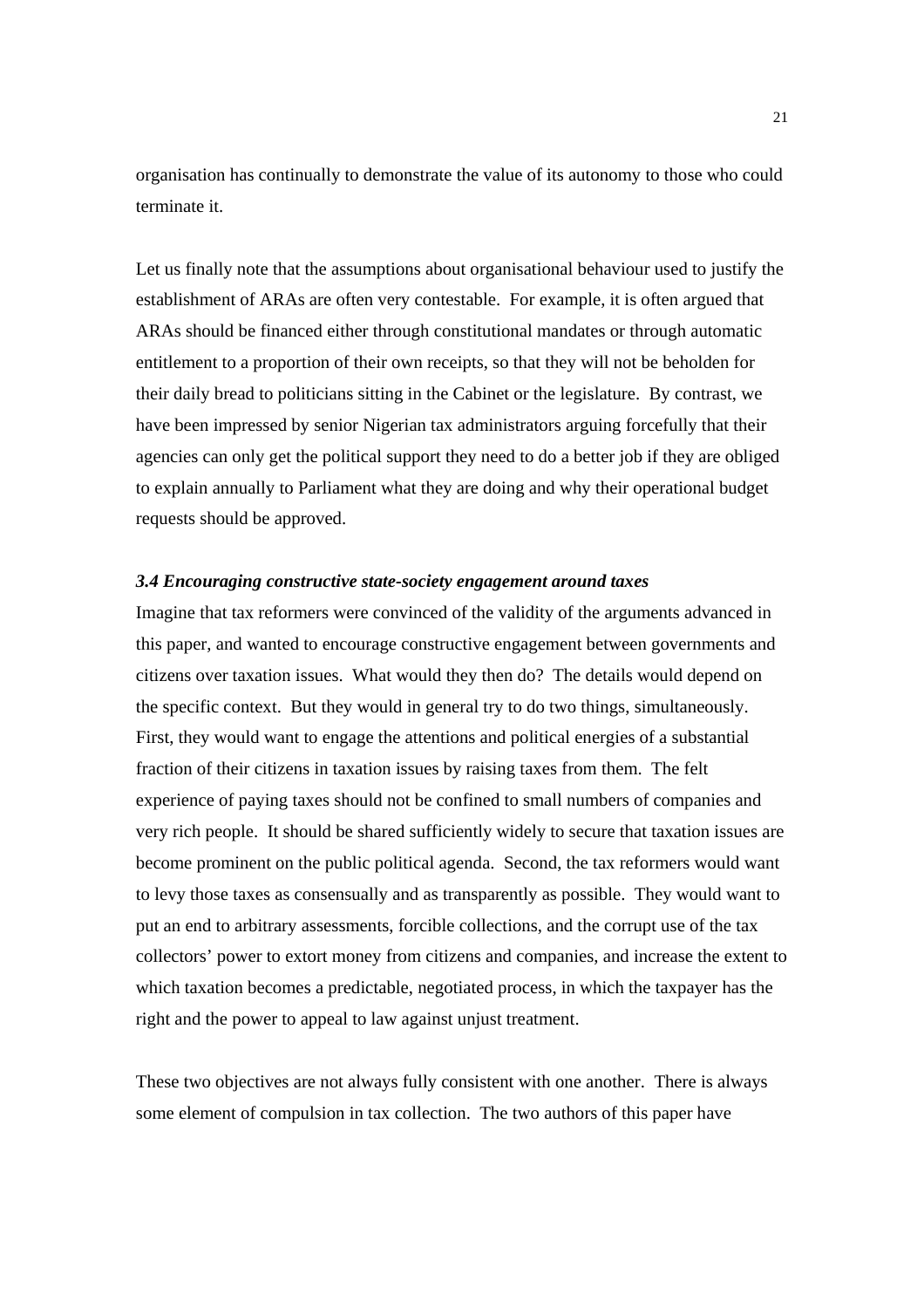organisation has continually to demonstrate the value of its autonomy to those who could terminate it.

Let us finally note that the assumptions about organisational behaviour used to justify the establishment of ARAs are often very contestable. For example, it is often argued that ARAs should be financed either through constitutional mandates or through automatic entitlement to a proportion of their own receipts, so that they will not be beholden for their daily bread to politicians sitting in the Cabinet or the legislature. By contrast, we have been impressed by senior Nigerian tax administrators arguing forcefully that their agencies can only get the political support they need to do a better job if they are obliged to explain annually to Parliament what they are doing and why their operational budget requests should be approved.

### *3.4 Encouraging constructive state-society engagement around taxes*

Imagine that tax reformers were convinced of the validity of the arguments advanced in this paper, and wanted to encourage constructive engagement between governments and citizens over taxation issues. What would they then do? The details would depend on the specific context. But they would in general try to do two things, simultaneously. First, they would want to engage the attentions and political energies of a substantial fraction of their citizens in taxation issues by raising taxes from them. The felt experience of paying taxes should not be confined to small numbers of companies and very rich people. It should be shared sufficiently widely to secure that taxation issues are become prominent on the public political agenda. Second, the tax reformers would want to levy those taxes as consensually and as transparently as possible. They would want to put an end to arbitrary assessments, forcible collections, and the corrupt use of the tax collectors' power to extort money from citizens and companies, and increase the extent to which taxation becomes a predictable, negotiated process, in which the taxpayer has the right and the power to appeal to law against unjust treatment.

These two objectives are not always fully consistent with one another. There is always some element of compulsion in tax collection. The two authors of this paper have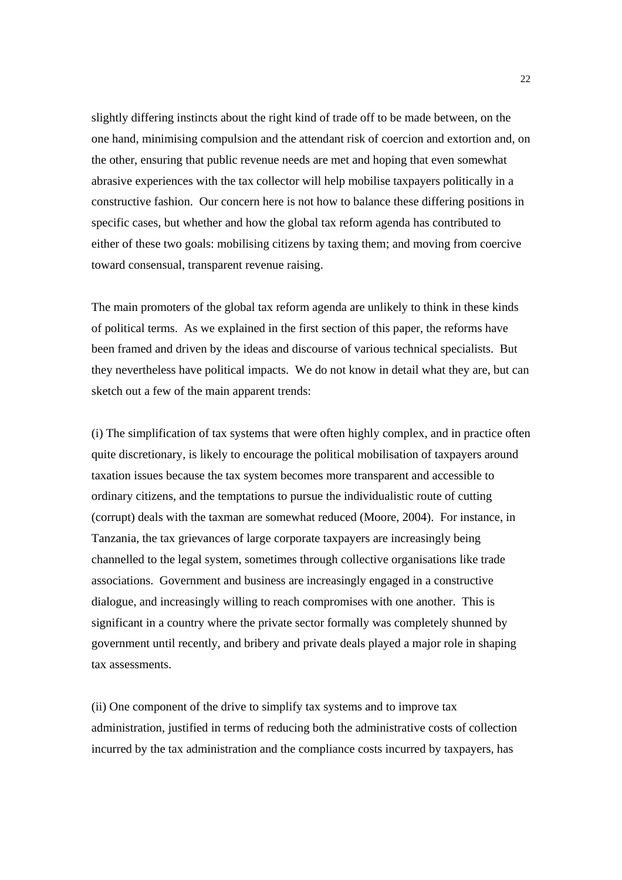slightly differing instincts about the right kind of trade off to be made between, on the one hand, minimising compulsion and the attendant risk of coercion and extortion and, on the other, ensuring that public revenue needs are met and hoping that even somewhat abrasive experiences with the tax collector will help mobilise taxpayers politically in a constructive fashion. Our concern here is not how to balance these differing positions in specific cases, but whether and how the global tax reform agenda has contributed to either of these two goals: mobilising citizens by taxing them; and moving from coercive toward consensual, transparent revenue raising.

The main promoters of the global tax reform agenda are unlikely to think in these kinds of political terms. As we explained in the first section of this paper, the reforms have been framed and driven by the ideas and discourse of various technical specialists. But they nevertheless have political impacts. We do not know in detail what they are, but can sketch out a few of the main apparent trends:

(i) The simplification of tax systems that were often highly complex, and in practice often quite discretionary, is likely to encourage the political mobilisation of taxpayers around taxation issues because the tax system becomes more transparent and accessible to ordinary citizens, and the temptations to pursue the individualistic route of cutting (corrupt) deals with the taxman are somewhat reduced (Moore, 2004). For instance, in Tanzania, the tax grievances of large corporate taxpayers are increasingly being channelled to the legal system, sometimes through collective organisations like trade associations. Government and business are increasingly engaged in a constructive dialogue, and increasingly willing to reach compromises with one another. This is significant in a country where the private sector formally was completely shunned by government until recently, and bribery and private deals played a major role in shaping tax assessments.

(ii) One component of the drive to simplify tax systems and to improve tax administration, justified in terms of reducing both the administrative costs of collection incurred by the tax administration and the compliance costs incurred by taxpayers, has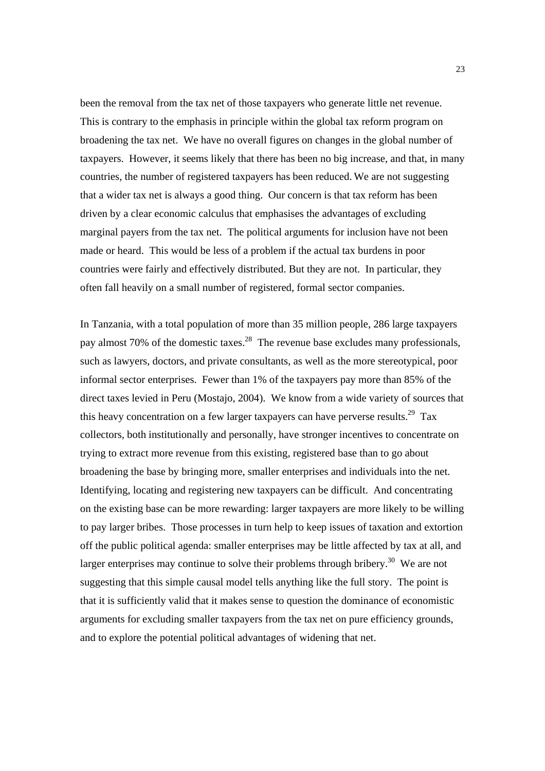been the removal from the tax net of those taxpayers who generate little net revenue. This is contrary to the emphasis in principle within the global tax reform program on broadening the tax net. We have no overall figures on changes in the global number of taxpayers. However, it seems likely that there has been no big increase, and that, in many countries, the number of registered taxpayers has been reduced. We are not suggesting that a wider tax net is always a good thing. Our concern is that tax reform has been driven by a clear economic calculus that emphasises the advantages of excluding marginal payers from the tax net. The political arguments for inclusion have not been made or heard. This would be less of a problem if the actual tax burdens in poor countries were fairly and effectively distributed. But they are not. In particular, they often fall heavily on a small number of registered, formal sector companies.

In Tanzania, with a total population of more than 35 million people, 286 large taxpayers pay almost 70% of the domestic taxes.[28] The revenue base excludes many professionals, such as lawyers, doctors, and private consultants, as well as the more stereotypical, poor informal sector enterprises. Fewer than 1% of the taxpayers pay more than 85% of the direct taxes levied in Peru (Mostajo, 2004). We know from a wide variety of sources that this heavy concentration on a few larger taxpayers can have perverse results.[29] Tax collectors, both institutionally and personally, have stronger incentives to concentrate on trying to extract more revenue from this existing, registered base than to go about broadening the base by bringing more, smaller enterprises and individuals into the net. Identifying, locating and registering new taxpayers can be difficult. And concentrating on the existing base can be more rewarding: larger taxpayers are more likely to be willing to pay larger bribes. Those processes in turn help to keep issues of taxation and extortion off the public political agenda: smaller enterprises may be little affected by tax at all, and larger enterprises may continue to solve their problems through bribery.[30] We are not suggesting that this simple causal model tells anything like the full story. The point is that it is sufficiently valid that it makes sense to question the dominance of economistic arguments for excluding smaller taxpayers from the tax net on pure efficiency grounds, and to explore the potential political advantages of widening that net.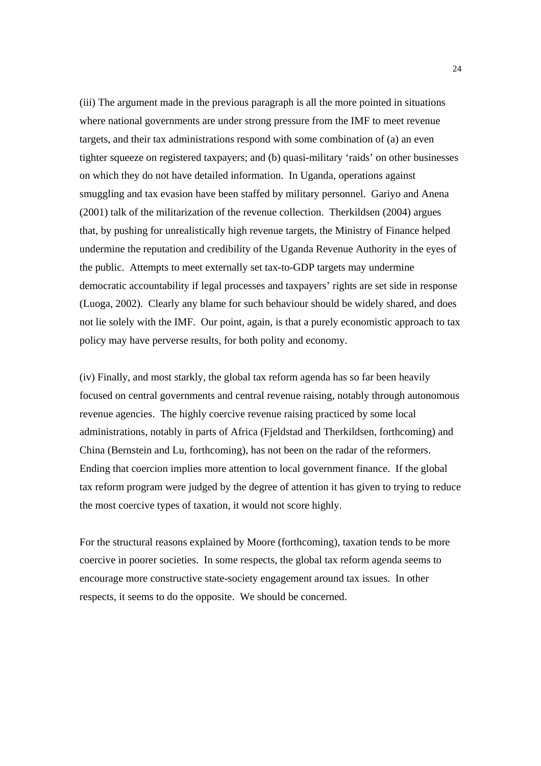(iii) The argument made in the previous paragraph is all the more pointed in situations where national governments are under strong pressure from the IMF to meet revenue targets, and their tax administrations respond with some combination of (a) an even tighter squeeze on registered taxpayers; and (b) quasi-military 'raids' on other businesses on which they do not have detailed information. In Uganda, operations against smuggling and tax evasion have been staffed by military personnel. Gariyo and Anena (2001) talk of the militarization of the revenue collection. Therkildsen (2004) argues that, by pushing for unrealistically high revenue targets, the Ministry of Finance helped undermine the reputation and credibility of the Uganda Revenue Authority in the eyes of the public. Attempts to meet externally set tax-to-GDP targets may undermine democratic accountability if legal processes and taxpayers' rights are set side in response (Luoga, 2002). Clearly any blame for such behaviour should be widely shared, and does not lie solely with the IMF. Our point, again, is that a purely economistic approach to tax policy may have perverse results, for both polity and economy.

(iv) Finally, and most starkly, the global tax reform agenda has so far been heavily focused on central governments and central revenue raising, notably through autonomous revenue agencies. The highly coercive revenue raising practiced by some local administrations, notably in parts of Africa (Fjeldstad and Therkildsen, forthcoming) and China (Bernstein and Lu, forthcoming), has not been on the radar of the reformers. Ending that coercion implies more attention to local government finance. If the global tax reform program were judged by the degree of attention it has given to trying to reduce the most coercive types of taxation, it would not score highly.

For the structural reasons explained by Moore (forthcoming), taxation tends to be more coercive in poorer societies. In some respects, the global tax reform agenda seems to encourage more constructive state-society engagement around tax issues. In other respects, it seems to do the opposite. We should be concerned.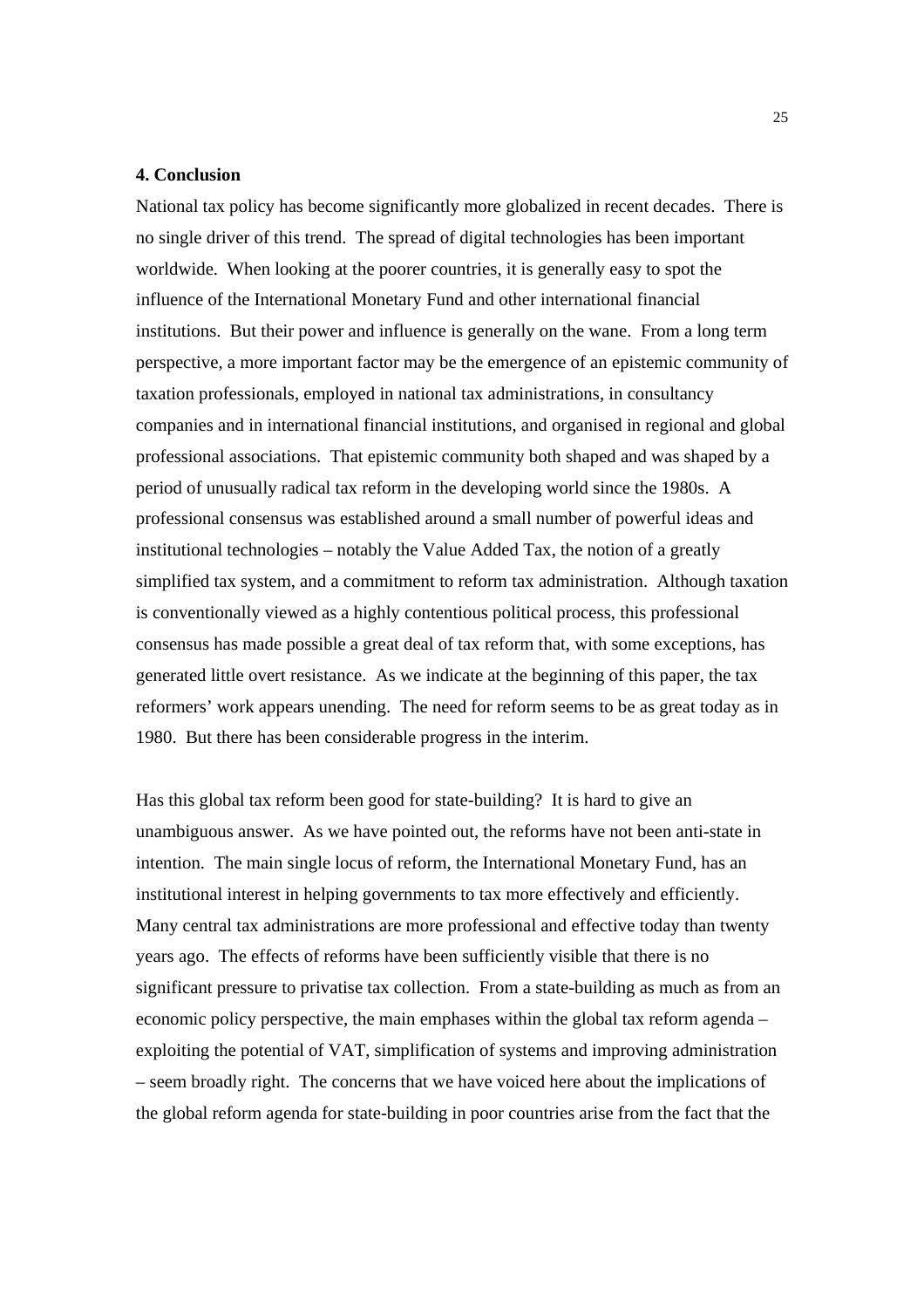## 4. Conclusion

National tax policy has become significantly more globalized in recent decades. There is no single driver of this trend. The spread of digital technologies has been important worldwide. When looking at the poorer countries, it is generally easy to spot the influence of the International Monetary Fund and other international financial institutions. But their power and influence is generally on the wane. From a long term perspective, a more important factor may be the emergence of an epistemic community of taxation professionals, employed in national tax administrations, in consultancy companies and in international financial institutions, and organised in regional and global professional associations. That epistemic community both shaped and was shaped by a period of unusually radical tax reform in the developing world since the 1980s. A professional consensus was established around a small number of powerful ideas and institutional technologies – notably the Value Added Tax, the notion of a greatly simplified tax system, and a commitment to reform tax administration. Although taxation is conventionally viewed as a highly contentious political process, this professional consensus has made possible a great deal of tax reform that, with some exceptions, has generated little overt resistance. As we indicate at the beginning of this paper, the tax reformers' work appears unending. The need for reform seems to be as great today as in 1980. But there has been considerable progress in the interim.

Has this global tax reform been good for state-building? It is hard to give an unambiguous answer. As we have pointed out, the reforms have not been anti-state in intention. The main single locus of reform, the International Monetary Fund, has an institutional interest in helping governments to tax more effectively and efficiently. Many central tax administrations are more professional and effective today than twenty years ago. The effects of reforms have been sufficiently visible that there is no significant pressure to privatise tax collection. From a state-building as much as from an economic policy perspective, the main emphases within the global tax reform agenda – exploiting the potential of VAT, simplification of systems and improving administration – seem broadly right. The concerns that we have voiced here about the implications of the global reform agenda for state-building in poor countries arise from the fact that the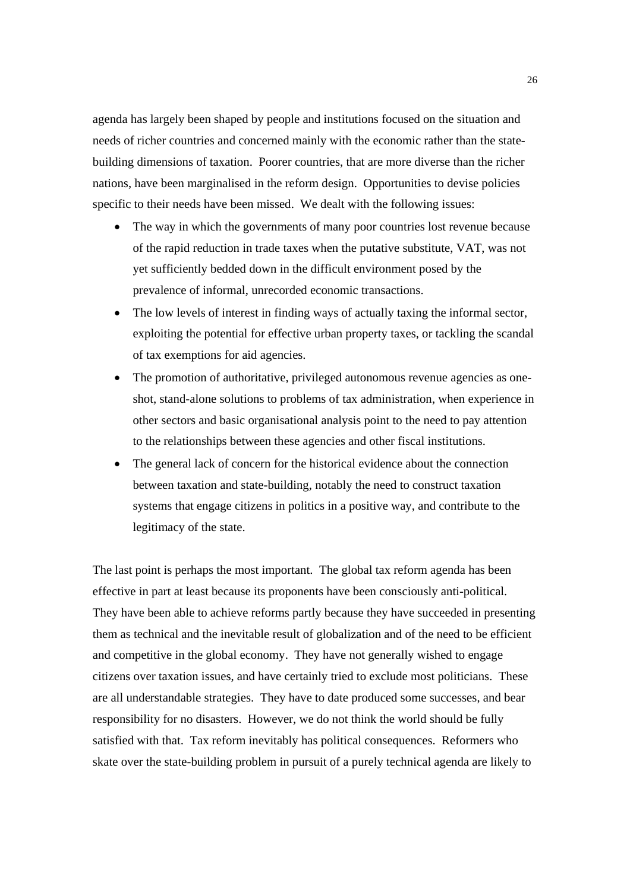agenda has largely been shaped by people and institutions focused on the situation and needs of richer countries and concerned mainly with the economic rather than the state-building dimensions of taxation. Poorer countries, that are more diverse than the richer nations, have been marginalised in the reform design. Opportunities to devise policies specific to their needs have been missed. We dealt with the following issues:

- The way in which the governments of many poor countries lost revenue because of the rapid reduction in trade taxes when the putative substitute, VAT, was not yet sufficiently bedded down in the difficult environment posed by the prevalence of informal, unrecorded economic transactions.
- The low levels of interest in finding ways of actually taxing the informal sector, exploiting the potential for effective urban property taxes, or tackling the scandal of tax exemptions for aid agencies.
- The promotion of authoritative, privileged autonomous revenue agencies as one-shot, stand-alone solutions to problems of tax administration, when experience in other sectors and basic organisational analysis point to the need to pay attention to the relationships between these agencies and other fiscal institutions.
- The general lack of concern for the historical evidence about the connection between taxation and state-building, notably the need to construct taxation systems that engage citizens in politics in a positive way, and contribute to the legitimacy of the state.

The last point is perhaps the most important. The global tax reform agenda has been effective in part at least because its proponents have been consciously anti-political. They have been able to achieve reforms partly because they have succeeded in presenting them as technical and the inevitable result of globalization and of the need to be efficient and competitive in the global economy. They have not generally wished to engage citizens over taxation issues, and have certainly tried to exclude most politicians. These are all understandable strategies. They have to date produced some successes, and bear responsibility for no disasters. However, we do not think the world should be fully satisfied with that. Tax reform inevitably has political consequences. Reformers who skate over the state-building problem in pursuit of a purely technical agenda are likely to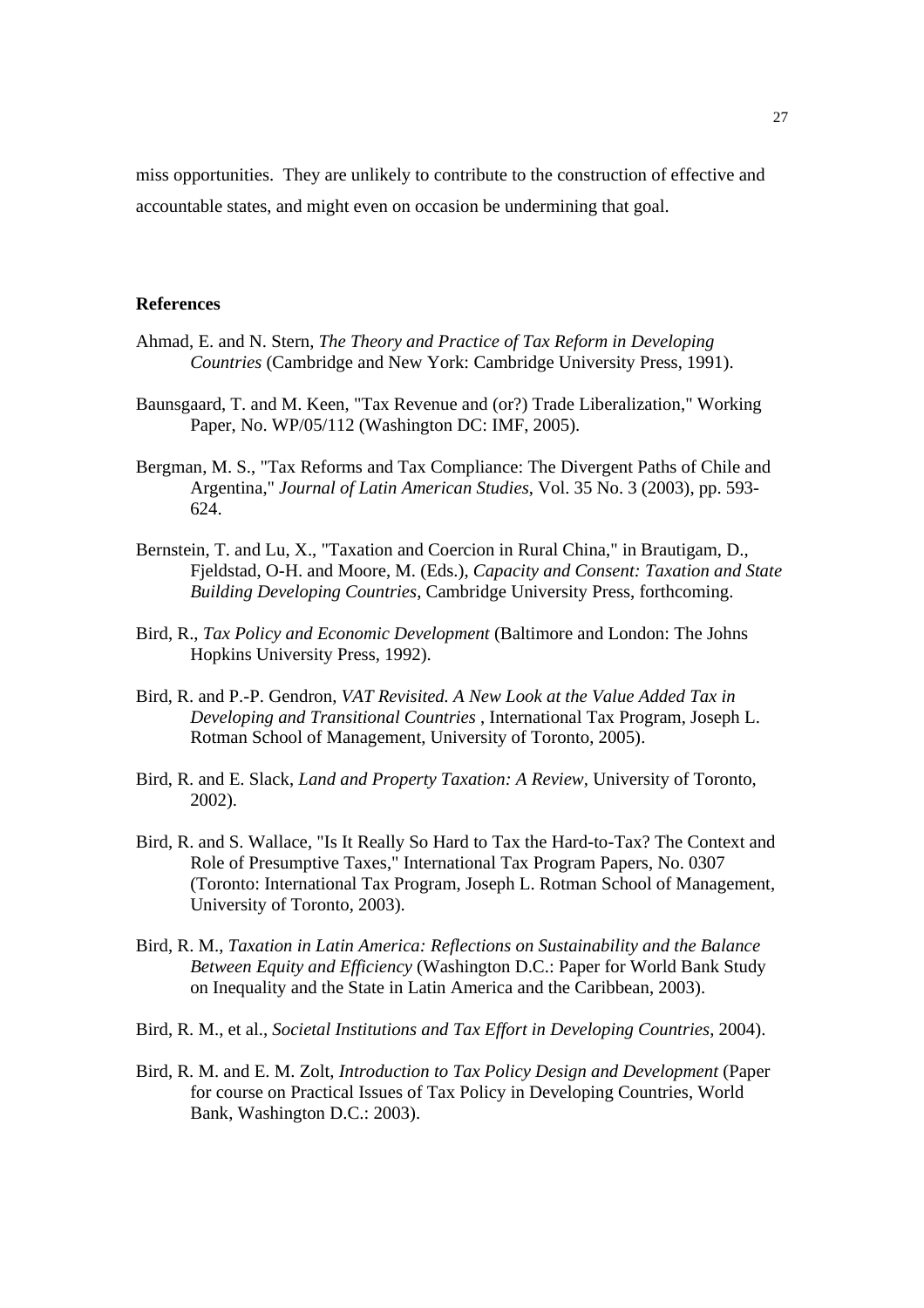miss opportunities. They are unlikely to contribute to the construction of effective and accountable states, and might even on occasion be undermining that goal.

## References

Ahmad, E. and N. Stern, *The Theory and Practice of Tax Reform in Developing Countries* (Cambridge and New York: Cambridge University Press, 1991).

Baunsgaard, T. and M. Keen, "Tax Revenue and (or?) Trade Liberalization," Working Paper, No. WP/05/112 (Washington DC: IMF, 2005).

Bergman, M. S., "Tax Reforms and Tax Compliance: The Divergent Paths of Chile and Argentina," *Journal of Latin American Studies*, Vol. 35 No. 3 (2003), pp. 593-624.

Bernstein, T. and Lu, X., "Taxation and Coercion in Rural China," in Brautigam, D., Fjeldstad, O-H. and Moore, M. (Eds.), *Capacity and Consent: Taxation and State Building Developing Countries*, Cambridge University Press, forthcoming.

Bird, R., *Tax Policy and Economic Development* (Baltimore and London: The Johns Hopkins University Press, 1992).

Bird, R. and P.-P. Gendron, *VAT Revisited. A New Look at the Value Added Tax in Developing and Transitional Countries* , International Tax Program, Joseph L. Rotman School of Management, University of Toronto, 2005).

Bird, R. and E. Slack, *Land and Property Taxation: A Review*, University of Toronto, 2002).

Bird, R. and S. Wallace, "Is It Really So Hard to Tax the Hard-to-Tax? The Context and Role of Presumptive Taxes," International Tax Program Papers, No. 0307 (Toronto: International Tax Program, Joseph L. Rotman School of Management, University of Toronto, 2003).

Bird, R. M., *Taxation in Latin America: Reflections on Sustainability and the Balance Between Equity and Efficiency* (Washington D.C.: Paper for World Bank Study on Inequality and the State in Latin America and the Caribbean, 2003).

Bird, R. M., et al., *Societal Institutions and Tax Effort in Developing Countries*, 2004).

Bird, R. M. and E. M. Zolt, *Introduction to Tax Policy Design and Development* (Paper for course on Practical Issues of Tax Policy in Developing Countries, World Bank, Washington D.C.: 2003).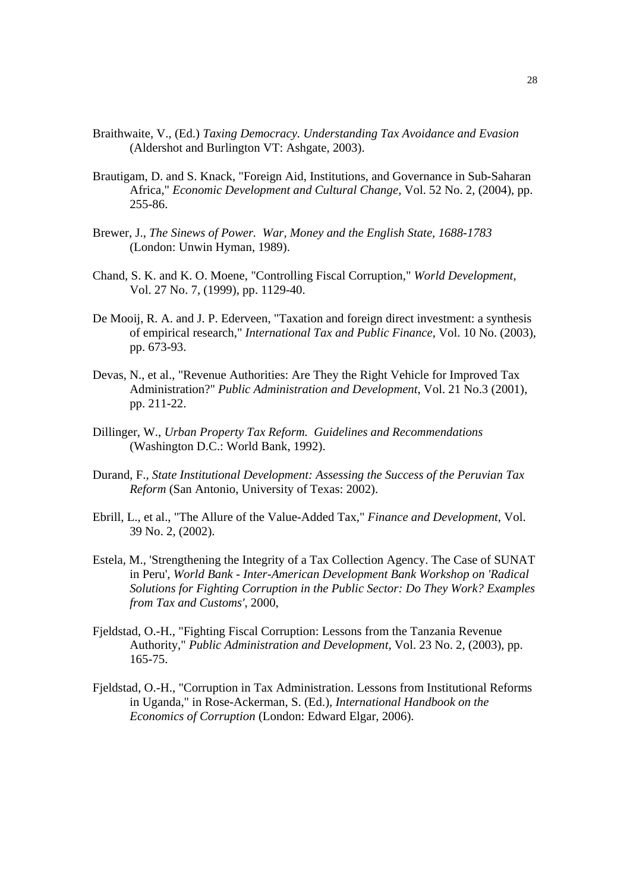Braithwaite, V., (Ed.) *Taxing Democracy. Understanding Tax Avoidance and Evasion* (Aldershot and Burlington VT: Ashgate, 2003).

Brautigam, D. and S. Knack, "Foreign Aid, Institutions, and Governance in Sub-Saharan Africa," *Economic Development and Cultural Change*, Vol. 52 No. 2, (2004), pp. 255-86.

Brewer, J., *The Sinews of Power. War, Money and the English State, 1688-1783* (London: Unwin Hyman, 1989).

Chand, S. K. and K. O. Moene, "Controlling Fiscal Corruption," *World Development*, Vol. 27 No. 7, (1999), pp. 1129-40.

De Mooij, R. A. and J. P. Ederveen, "Taxation and foreign direct investment: a synthesis of empirical research," *International Tax and Public Finance*, Vol. 10 No. (2003), pp. 673-93.

Devas, N., et al., "Revenue Authorities: Are They the Right Vehicle for Improved Tax Administration?" *Public Administration and Development*, Vol. 21 No.3 (2001), pp. 211-22.

Dillinger, W., *Urban Property Tax Reform. Guidelines and Recommendations* (Washington D.C.: World Bank, 1992).

Durand, F., *State Institutional Development: Assessing the Success of the Peruvian Tax Reform* (San Antonio, University of Texas: 2002).

Ebrill, L., et al., "The Allure of the Value-Added Tax," *Finance and Development*, Vol. 39 No. 2, (2002).

Estela, M., 'Strengthening the Integrity of a Tax Collection Agency. The Case of SUNAT in Peru', *World Bank - Inter-American Development Bank Workshop on 'Radical Solutions for Fighting Corruption in the Public Sector: Do They Work? Examples from Tax and Customs'*, 2000,

Fjeldstad, O.-H., "Fighting Fiscal Corruption: Lessons from the Tanzania Revenue Authority," *Public Administration and Development*, Vol. 23 No. 2, (2003), pp. 165-75.

Fjeldstad, O.-H., "Corruption in Tax Administration. Lessons from Institutional Reforms in Uganda," in Rose-Ackerman, S. (Ed.), *International Handbook on the Economics of Corruption* (London: Edward Elgar, 2006).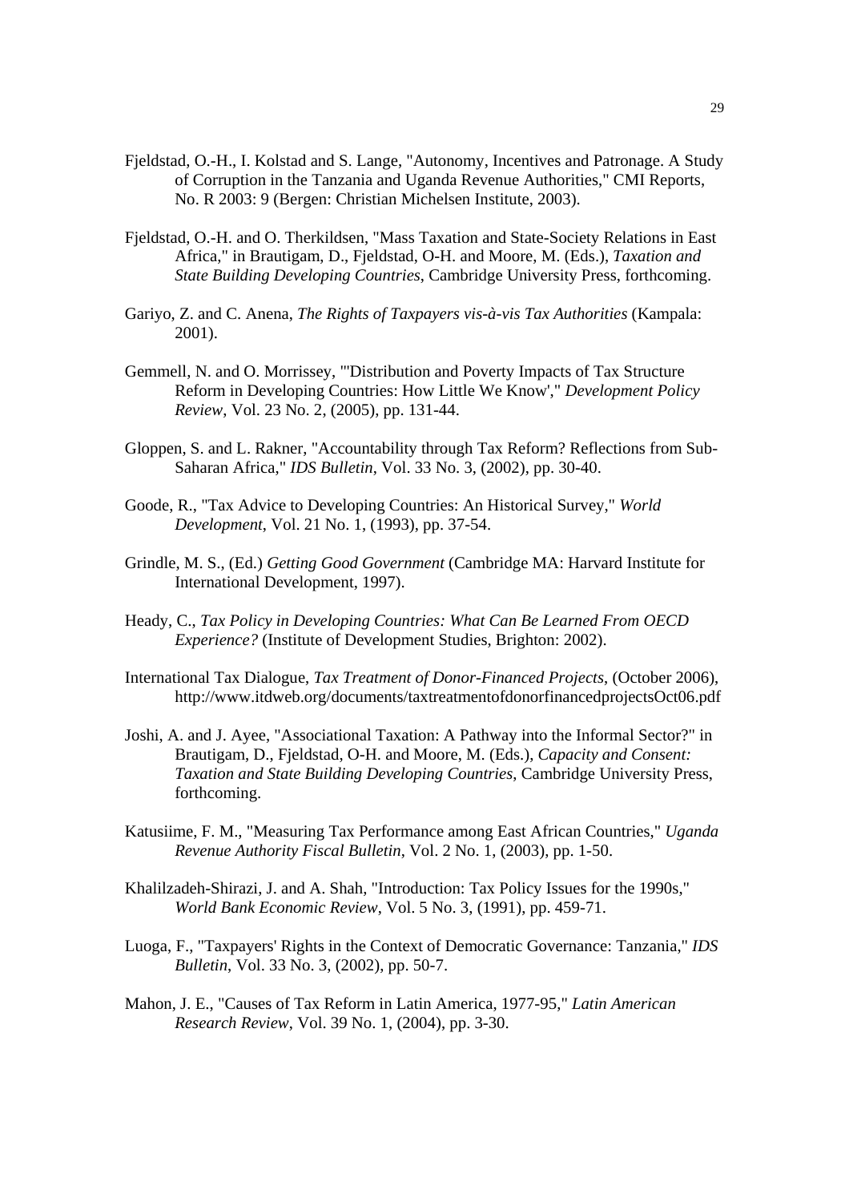Fjeldstad, O.-H., I. Kolstad and S. Lange, "Autonomy, Incentives and Patronage. A Study of Corruption in the Tanzania and Uganda Revenue Authorities," CMI Reports, No. R 2003: 9 (Bergen: Christian Michelsen Institute, 2003).

Fjeldstad, O.-H. and O. Therkildsen, "Mass Taxation and State-Society Relations in East Africa," in Brautigam, D., Fjeldstad, O-H. and Moore, M. (Eds.), *Taxation and State Building Developing Countries*, Cambridge University Press, forthcoming.

Gariyo, Z. and C. Anena, *The Rights of Taxpayers vis-à-vis Tax Authorities* (Kampala: 2001).

Gemmell, N. and O. Morrissey, "'Distribution and Poverty Impacts of Tax Structure Reform in Developing Countries: How Little We Know'," *Development Policy Review*, Vol. 23 No. 2, (2005), pp. 131-44.

Gloppen, S. and L. Rakner, "Accountability through Tax Reform? Reflections from Sub-Saharan Africa," *IDS Bulletin*, Vol. 33 No. 3, (2002), pp. 30-40.

Goode, R., "Tax Advice to Developing Countries: An Historical Survey," *World Development*, Vol. 21 No. 1, (1993), pp. 37-54.

Grindle, M. S., (Ed.) *Getting Good Government* (Cambridge MA: Harvard Institute for International Development, 1997).

Heady, C., *Tax Policy in Developing Countries: What Can Be Learned From OECD Experience?* (Institute of Development Studies, Brighton: 2002).

International Tax Dialogue, *Tax Treatment of Donor-Financed Projects*, (October 2006), http://www.itdweb.org/documents/taxtreatmentofdonorfinancedprojectsOct06.pdf

Joshi, A. and J. Ayee, "Associational Taxation: A Pathway into the Informal Sector?" in Brautigam, D., Fjeldstad, O-H. and Moore, M. (Eds.), *Capacity and Consent: Taxation and State Building Developing Countries*, Cambridge University Press, forthcoming.

Katusiime, F. M., "Measuring Tax Performance among East African Countries," *Uganda Revenue Authority Fiscal Bulletin*, Vol. 2 No. 1, (2003), pp. 1-50.

Khalilzadeh-Shirazi, J. and A. Shah, "Introduction: Tax Policy Issues for the 1990s," *World Bank Economic Review*, Vol. 5 No. 3, (1991), pp. 459-71.

Luoga, F., "Taxpayers' Rights in the Context of Democratic Governance: Tanzania," *IDS Bulletin*, Vol. 33 No. 3, (2002), pp. 50-7.

Mahon, J. E., "Causes of Tax Reform in Latin America, 1977-95," *Latin American Research Review*, Vol. 39 No. 1, (2004), pp. 3-30.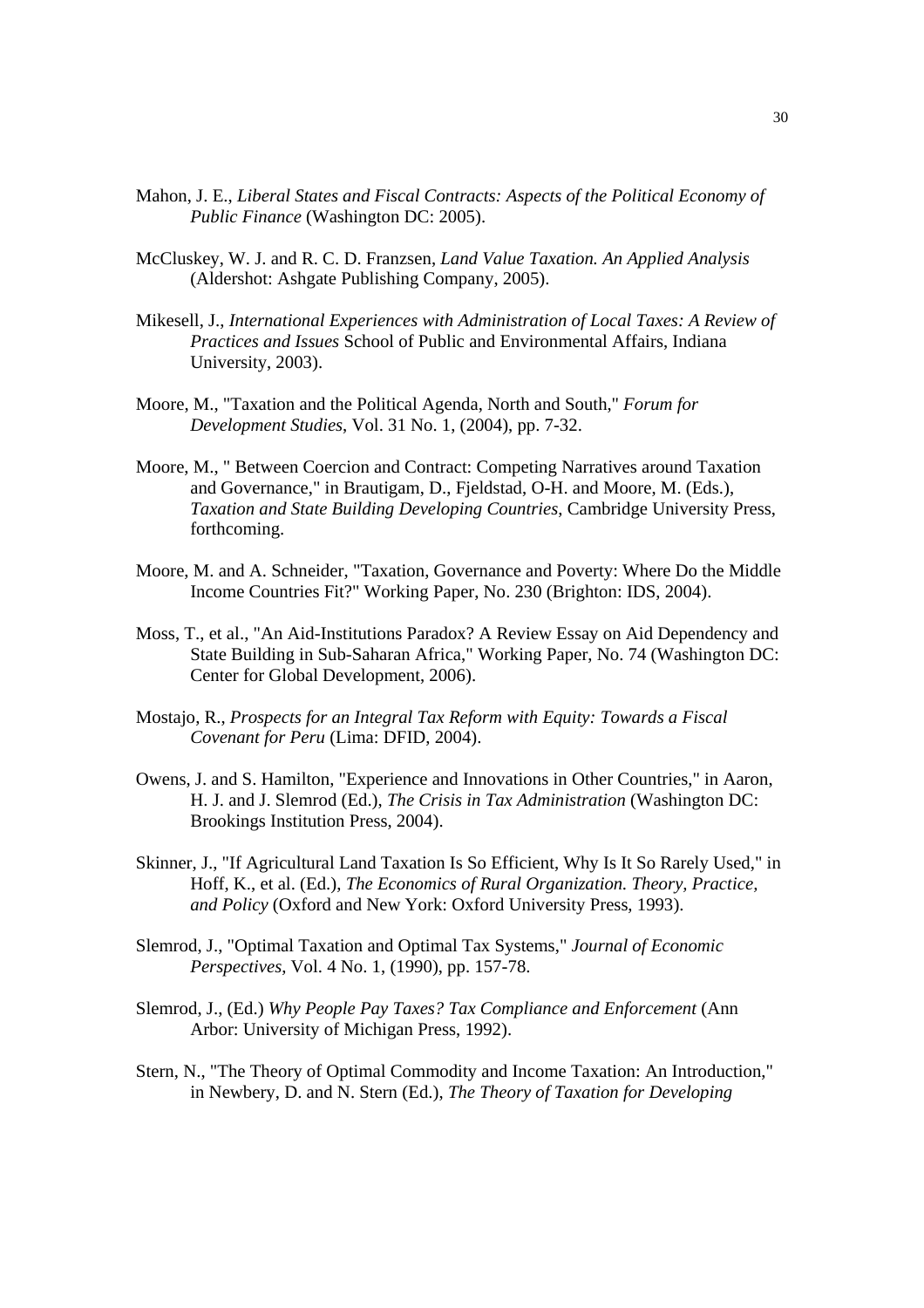Mahon, J. E., *Liberal States and Fiscal Contracts: Aspects of the Political Economy of Public Finance* (Washington DC: 2005).

McCluskey, W. J. and R. C. D. Franzsen, *Land Value Taxation. An Applied Analysis* (Aldershot: Ashgate Publishing Company, 2005).

Mikesell, J., *International Experiences with Administration of Local Taxes: A Review of Practices and Issues* School of Public and Environmental Affairs, Indiana University, 2003).

Moore, M., "Taxation and the Political Agenda, North and South," *Forum for Development Studies*, Vol. 31 No. 1, (2004), pp. 7-32.

Moore, M., " Between Coercion and Contract: Competing Narratives around Taxation and Governance," in Brautigam, D., Fjeldstad, O-H. and Moore, M. (Eds.), *Taxation and State Building Developing Countries*, Cambridge University Press, forthcoming.

Moore, M. and A. Schneider, "Taxation, Governance and Poverty: Where Do the Middle Income Countries Fit?" Working Paper, No. 230 (Brighton: IDS, 2004).

Moss, T., et al., "An Aid-Institutions Paradox? A Review Essay on Aid Dependency and State Building in Sub-Saharan Africa," Working Paper, No. 74 (Washington DC: Center for Global Development, 2006).

Mostajo, R., *Prospects for an Integral Tax Reform with Equity: Towards a Fiscal Covenant for Peru* (Lima: DFID, 2004).

Owens, J. and S. Hamilton, "Experience and Innovations in Other Countries," in Aaron, H. J. and J. Slemrod (Ed.), *The Crisis in Tax Administration* (Washington DC: Brookings Institution Press, 2004).

Skinner, J., "If Agricultural Land Taxation Is So Efficient, Why Is It So Rarely Used," in Hoff, K., et al. (Ed.), *The Economics of Rural Organization. Theory, Practice, and Policy* (Oxford and New York: Oxford University Press, 1993).

Slemrod, J., "Optimal Taxation and Optimal Tax Systems," *Journal of Economic Perspectives*, Vol. 4 No. 1, (1990), pp. 157-78.

Slemrod, J., (Ed.) *Why People Pay Taxes? Tax Compliance and Enforcement* (Ann Arbor: University of Michigan Press, 1992).

Stern, N., "The Theory of Optimal Commodity and Income Taxation: An Introduction," in Newbery, D. and N. Stern (Ed.), *The Theory of Taxation for Developing*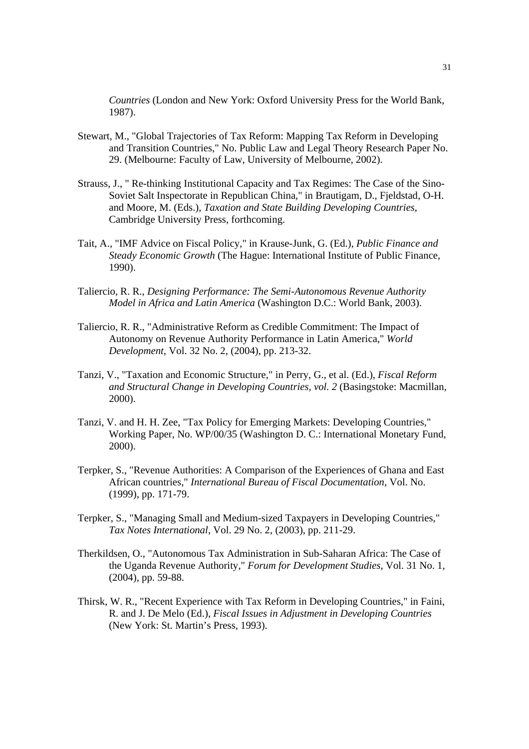*Countries* (London and New York: Oxford University Press for the World Bank, 1987).

Stewart, M., "Global Trajectories of Tax Reform: Mapping Tax Reform in Developing and Transition Countries," No. Public Law and Legal Theory Research Paper No. 29. (Melbourne: Faculty of Law, University of Melbourne, 2002).

Strauss, J., " Re-thinking Institutional Capacity and Tax Regimes: The Case of the Sino-Soviet Salt Inspectorate in Republican China," in Brautigam, D., Fjeldstad, O-H. and Moore, M. (Eds.), *Taxation and State Building Developing Countries*, Cambridge University Press, forthcoming.

Tait, A., "IMF Advice on Fiscal Policy," in Krause-Junk, G. (Ed.), *Public Finance and Steady Economic Growth* (The Hague: International Institute of Public Finance, 1990).

Taliercio, R. R., *Designing Performance: The Semi-Autonomous Revenue Authority Model in Africa and Latin America* (Washington D.C.: World Bank, 2003).

Taliercio, R. R., "Administrative Reform as Credible Commitment: The Impact of Autonomy on Revenue Authority Performance in Latin America," *World Development*, Vol. 32 No. 2, (2004), pp. 213-32.

Tanzi, V., "Taxation and Economic Structure," in Perry, G., et al. (Ed.), *Fiscal Reform and Structural Change in Developing Countries, vol. 2* (Basingstoke: Macmillan, 2000).

Tanzi, V. and H. H. Zee, "Tax Policy for Emerging Markets: Developing Countries," Working Paper, No. WP/00/35 (Washington D. C.: International Monetary Fund, 2000).

Terpker, S., "Revenue Authorities: A Comparison of the Experiences of Ghana and East African countries," *International Bureau of Fiscal Documentation*, Vol. No. (1999), pp. 171-79.

Terpker, S., "Managing Small and Medium-sized Taxpayers in Developing Countries," *Tax Notes International*, Vol. 29 No. 2, (2003), pp. 211-29.

Therkildsen, O., "Autonomous Tax Administration in Sub-Saharan Africa: The Case of the Uganda Revenue Authority," *Forum for Development Studies*, Vol. 31 No. 1, (2004), pp. 59-88.

Thirsk, W. R., "Recent Experience with Tax Reform in Developing Countries," in Faini, R. and J. De Melo (Ed.), *Fiscal Issues in Adjustment in Developing Countries* (New York: St. Martin's Press, 1993).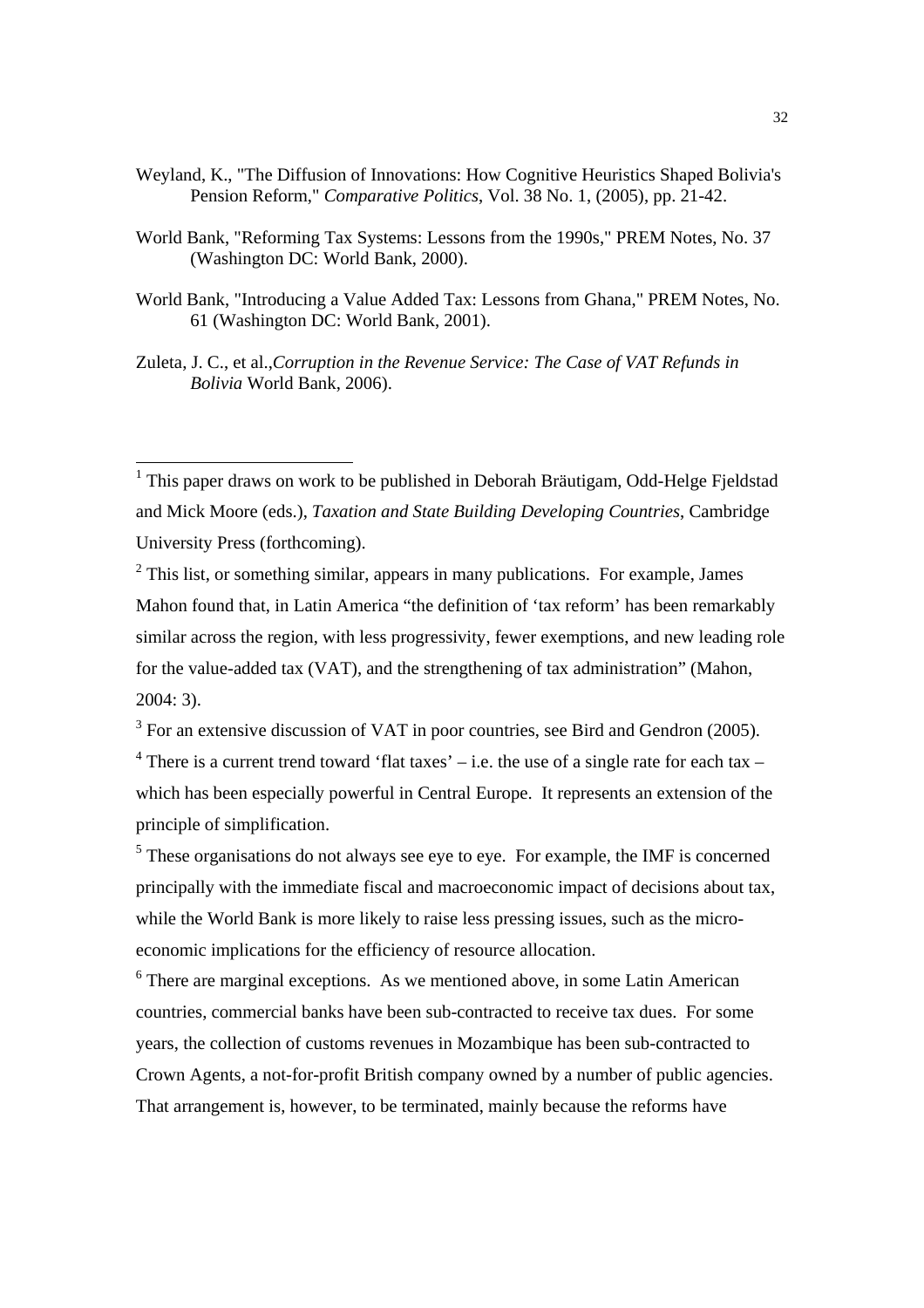Weyland, K., "The Diffusion of Innovations: How Cognitive Heuristics Shaped Bolivia's Pension Reform," *Comparative Politics*, Vol. 38 No. 1, (2005), pp. 21-42.

World Bank, "Reforming Tax Systems: Lessons from the 1990s," PREM Notes, No. 37 (Washington DC: World Bank, 2000).

World Bank, "Introducing a Value Added Tax: Lessons from Ghana," PREM Notes, No. 61 (Washington DC: World Bank, 2001).

Zuleta, J. C., et al.,*Corruption in the Revenue Service: The Case of VAT Refunds in Bolivia* World Bank, 2006).

---

[1] This paper draws on work to be published in Deborah Bräutigam, Odd-Helge Fjeldstad and Mick Moore (eds.), *Taxation and State Building Developing Countries*, Cambridge University Press (forthcoming).

[2] This list, or something similar, appears in many publications. For example, James Mahon found that, in Latin America "the definition of 'tax reform' has been remarkably similar across the region, with less progressivity, fewer exemptions, and new leading role for the value-added tax (VAT), and the strengthening of tax administration" (Mahon, 2004: 3).

[3] For an extensive discussion of VAT in poor countries, see Bird and Gendron (2005).

[4] There is a current trend toward 'flat taxes' – i.e. the use of a single rate for each tax – which has been especially powerful in Central Europe. It represents an extension of the principle of simplification.

[5] These organisations do not always see eye to eye. For example, the IMF is concerned principally with the immediate fiscal and macroeconomic impact of decisions about tax, while the World Bank is more likely to raise less pressing issues, such as the micro-economic implications for the efficiency of resource allocation.

[6] There are marginal exceptions. As we mentioned above, in some Latin American countries, commercial banks have been sub-contracted to receive tax dues. For some years, the collection of customs revenues in Mozambique has been sub-contracted to Crown Agents, a not-for-profit British company owned by a number of public agencies. That arrangement is, however, to be terminated, mainly because the reforms have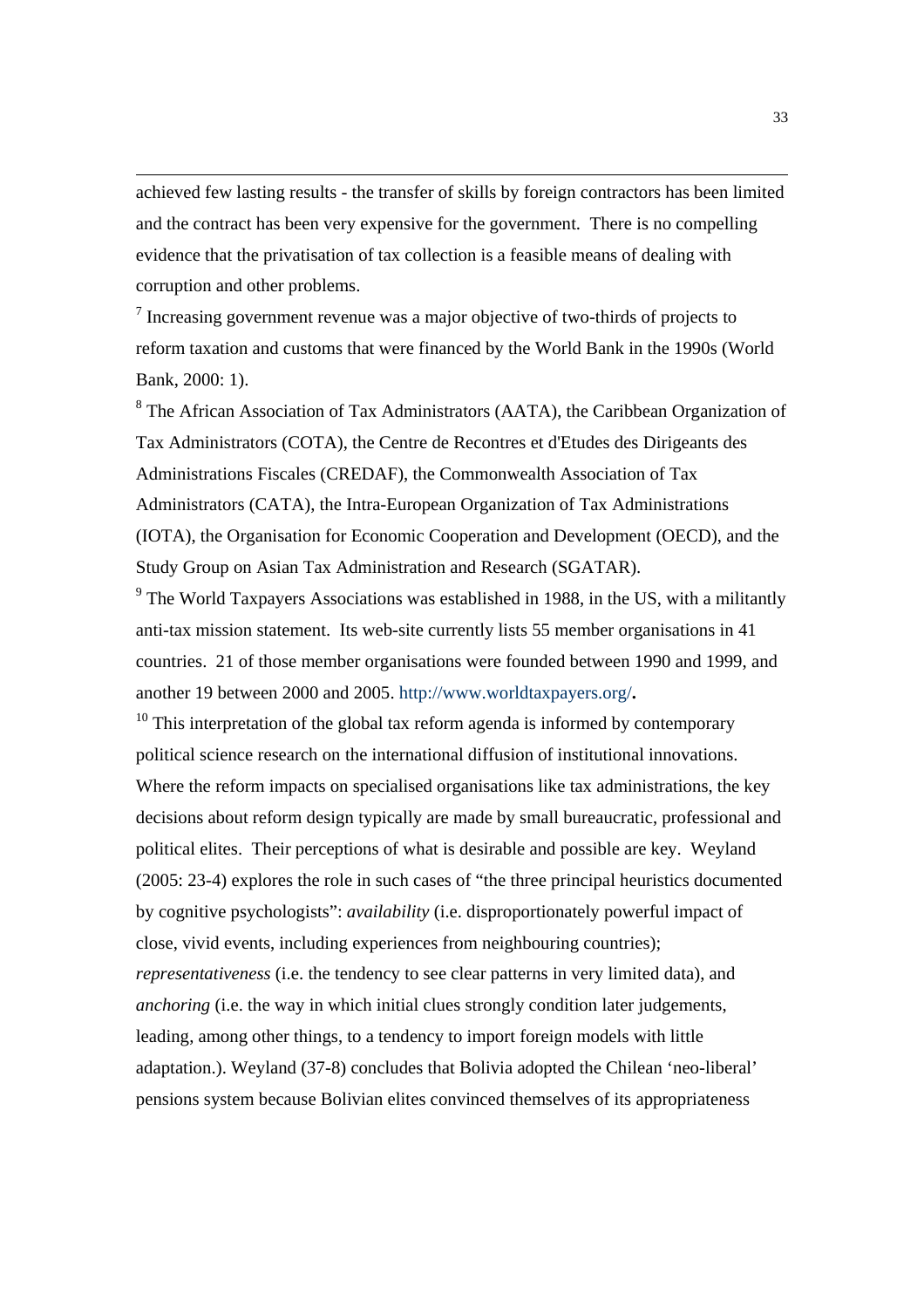achieved few lasting results - the transfer of skills by foreign contractors has been limited and the contract has been very expensive for the government. There is no compelling evidence that the privatisation of tax collection is a feasible means of dealing with corruption and other problems.

[7] Increasing government revenue was a major objective of two-thirds of projects to reform taxation and customs that were financed by the World Bank in the 1990s (World Bank, 2000: 1).

[8] The African Association of Tax Administrators (AATA), the Caribbean Organization of Tax Administrators (COTA), the Centre de Recontres et d'Etudes des Dirigeants des Administrations Fiscales (CREDAF), the Commonwealth Association of Tax Administrators (CATA), the Intra-European Organization of Tax Administrations (IOTA), the Organisation for Economic Cooperation and Development (OECD), and the Study Group on Asian Tax Administration and Research (SGATAR).

[9] The World Taxpayers Associations was established in 1988, in the US, with a militantly anti-tax mission statement. Its web-site currently lists 55 member organisations in 41 countries. 21 of those member organisations were founded between 1990 and 1999, and another 19 between 2000 and 2005. http://www.worldtaxpayers.org/**.**

[10] This interpretation of the global tax reform agenda is informed by contemporary political science research on the international diffusion of institutional innovations. Where the reform impacts on specialised organisations like tax administrations, the key decisions about reform design typically are made by small bureaucratic, professional and political elites. Their perceptions of what is desirable and possible are key. Weyland (2005: 23-4) explores the role in such cases of "the three principal heuristics documented by cognitive psychologists": *availability* (i.e. disproportionately powerful impact of close, vivid events, including experiences from neighbouring countries); *representativeness* (i.e. the tendency to see clear patterns in very limited data), and *anchoring* (i.e. the way in which initial clues strongly condition later judgements, leading, among other things, to a tendency to import foreign models with little adaptation.). Weyland (37-8) concludes that Bolivia adopted the Chilean 'neo-liberal' pensions system because Bolivian elites convinced themselves of its appropriateness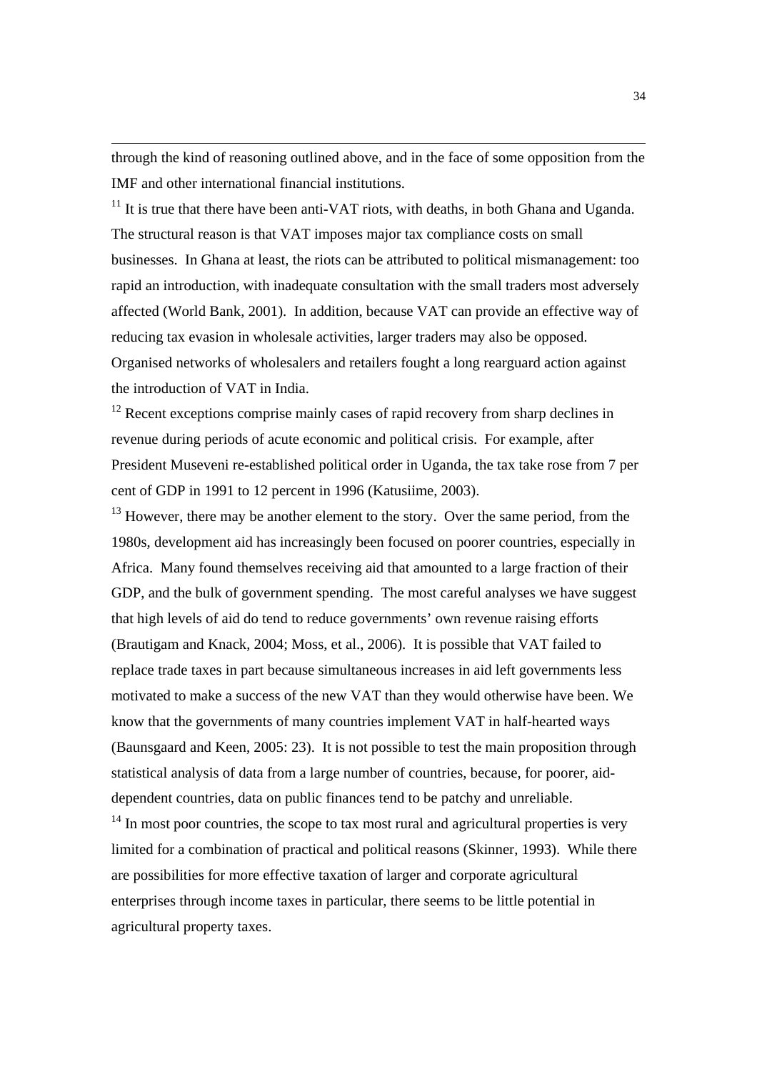through the kind of reasoning outlined above, and in the face of some opposition from the IMF and other international financial institutions.

[11] It is true that there have been anti-VAT riots, with deaths, in both Ghana and Uganda. The structural reason is that VAT imposes major tax compliance costs on small businesses. In Ghana at least, the riots can be attributed to political mismanagement: too rapid an introduction, with inadequate consultation with the small traders most adversely affected (World Bank, 2001). In addition, because VAT can provide an effective way of reducing tax evasion in wholesale activities, larger traders may also be opposed. Organised networks of wholesalers and retailers fought a long rearguard action against the introduction of VAT in India.

[12] Recent exceptions comprise mainly cases of rapid recovery from sharp declines in revenue during periods of acute economic and political crisis. For example, after President Museveni re-established political order in Uganda, the tax take rose from 7 per cent of GDP in 1991 to 12 percent in 1996 (Katusiime, 2003).

[13] However, there may be another element to the story. Over the same period, from the 1980s, development aid has increasingly been focused on poorer countries, especially in Africa. Many found themselves receiving aid that amounted to a large fraction of their GDP, and the bulk of government spending. The most careful analyses we have suggest that high levels of aid do tend to reduce governments' own revenue raising efforts (Brautigam and Knack, 2004; Moss, et al., 2006). It is possible that VAT failed to replace trade taxes in part because simultaneous increases in aid left governments less motivated to make a success of the new VAT than they would otherwise have been. We know that the governments of many countries implement VAT in half-hearted ways (Baunsgaard and Keen, 2005: 23). It is not possible to test the main proposition through statistical analysis of data from a large number of countries, because, for poorer, aid-dependent countries, data on public finances tend to be patchy and unreliable.

[14] In most poor countries, the scope to tax most rural and agricultural properties is very limited for a combination of practical and political reasons (Skinner, 1993). While there are possibilities for more effective taxation of larger and corporate agricultural enterprises through income taxes in particular, there seems to be little potential in agricultural property taxes.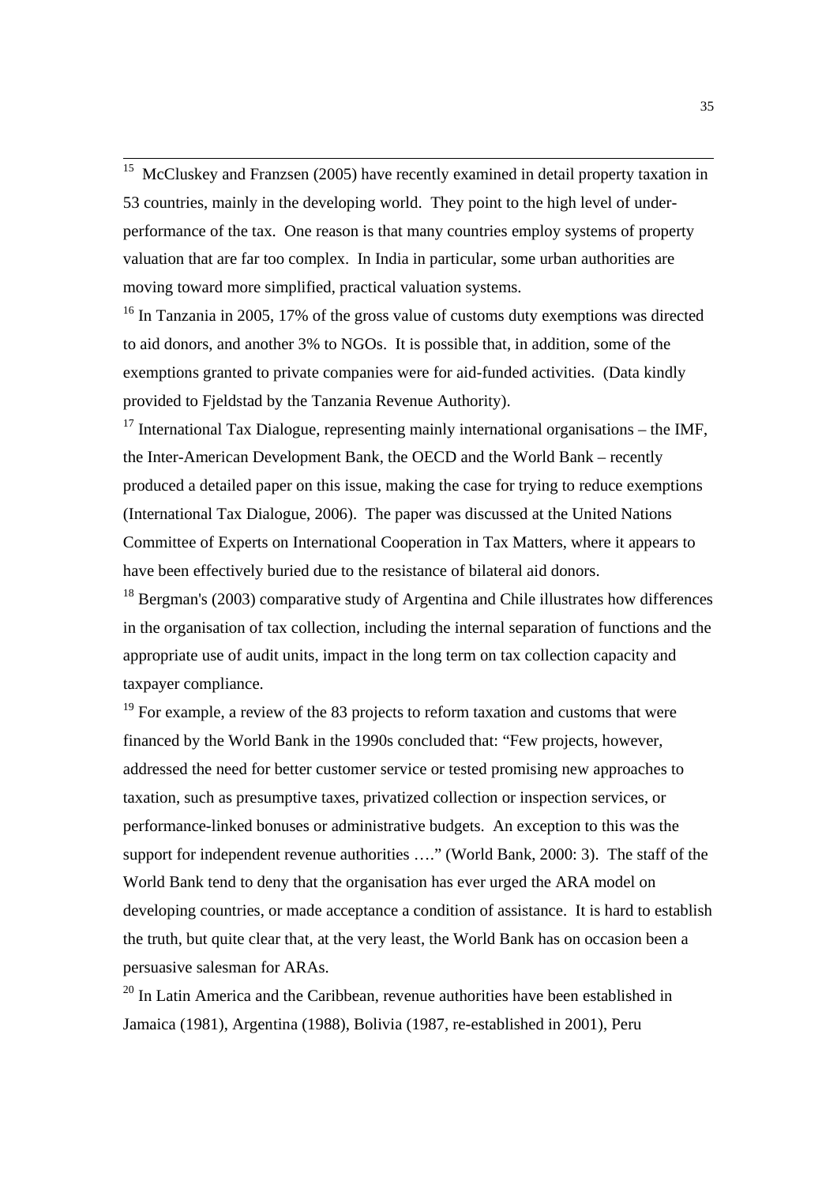[15] McCluskey and Franzsen (2005) have recently examined in detail property taxation in 53 countries, mainly in the developing world. They point to the high level of under-performance of the tax. One reason is that many countries employ systems of property valuation that are far too complex. In India in particular, some urban authorities are moving toward more simplified, practical valuation systems.

[16] In Tanzania in 2005, 17% of the gross value of customs duty exemptions was directed to aid donors, and another 3% to NGOs. It is possible that, in addition, some of the exemptions granted to private companies were for aid-funded activities. (Data kindly provided to Fjeldstad by the Tanzania Revenue Authority).

[17] International Tax Dialogue, representing mainly international organisations – the IMF, the Inter-American Development Bank, the OECD and the World Bank – recently produced a detailed paper on this issue, making the case for trying to reduce exemptions (International Tax Dialogue, 2006). The paper was discussed at the United Nations Committee of Experts on International Cooperation in Tax Matters, where it appears to have been effectively buried due to the resistance of bilateral aid donors.

[18] Bergman's (2003) comparative study of Argentina and Chile illustrates how differences in the organisation of tax collection, including the internal separation of functions and the appropriate use of audit units, impact in the long term on tax collection capacity and taxpayer compliance.

[19] For example, a review of the 83 projects to reform taxation and customs that were financed by the World Bank in the 1990s concluded that: "Few projects, however, addressed the need for better customer service or tested promising new approaches to taxation, such as presumptive taxes, privatized collection or inspection services, or performance-linked bonuses or administrative budgets. An exception to this was the support for independent revenue authorities …." (World Bank, 2000: 3). The staff of the World Bank tend to deny that the organisation has ever urged the ARA model on developing countries, or made acceptance a condition of assistance. It is hard to establish the truth, but quite clear that, at the very least, the World Bank has on occasion been a persuasive salesman for ARAs.

[20] In Latin America and the Caribbean, revenue authorities have been established in Jamaica (1981), Argentina (1988), Bolivia (1987, re-established in 2001), Peru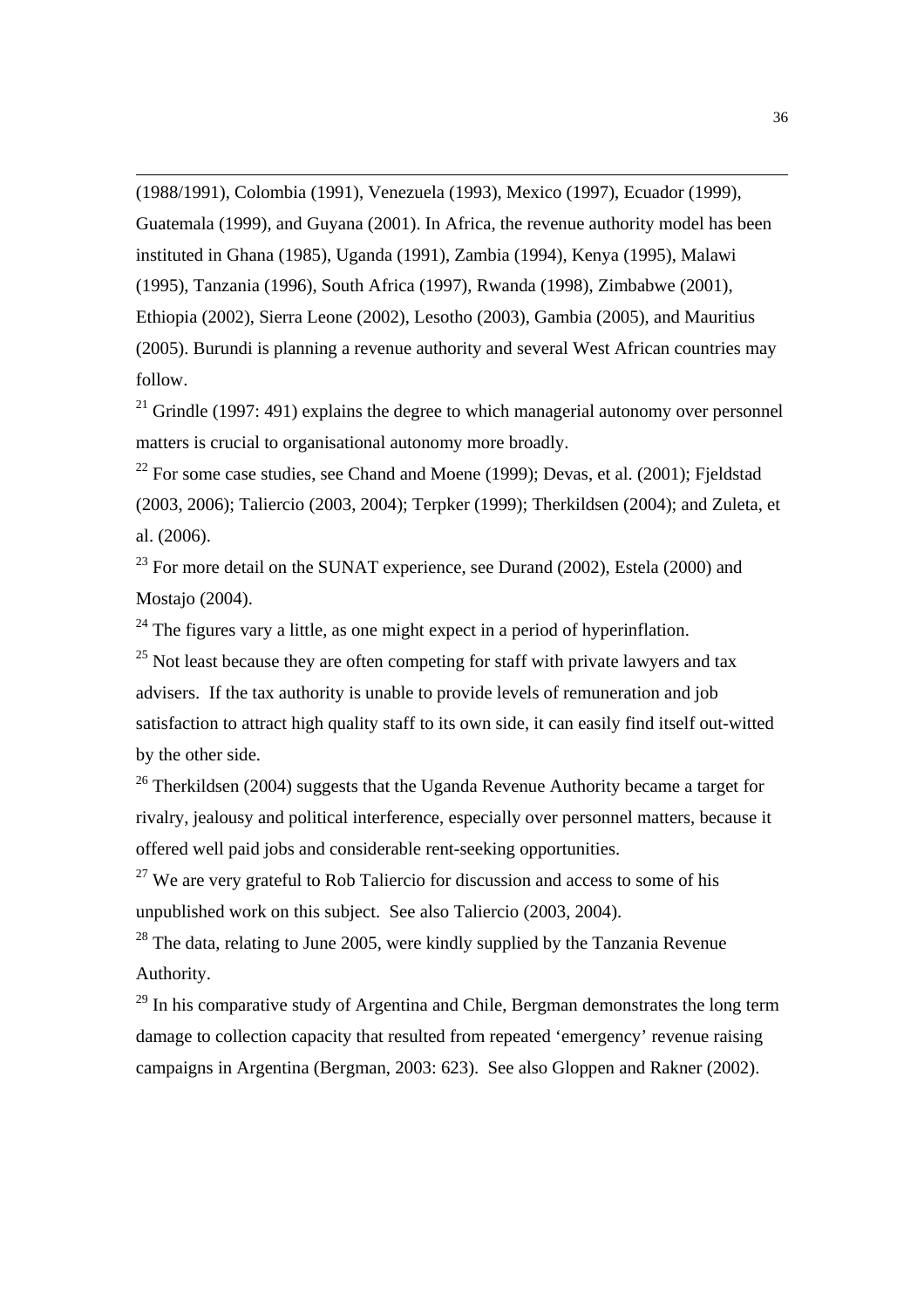(1988/1991), Colombia (1991), Venezuela (1993), Mexico (1997), Ecuador (1999), Guatemala (1999), and Guyana (2001). In Africa, the revenue authority model has been instituted in Ghana (1985), Uganda (1991), Zambia (1994), Kenya (1995), Malawi (1995), Tanzania (1996), South Africa (1997), Rwanda (1998), Zimbabwe (2001), Ethiopia (2002), Sierra Leone (2002), Lesotho (2003), Gambia (2005), and Mauritius (2005). Burundi is planning a revenue authority and several West African countries may follow.

[21] Grindle (1997: 491) explains the degree to which managerial autonomy over personnel matters is crucial to organisational autonomy more broadly.

[22] For some case studies, see Chand and Moene (1999); Devas, et al. (2001); Fjeldstad (2003, 2006); Taliercio (2003, 2004); Terpker (1999); Therkildsen (2004); and Zuleta, et al. (2006).

[23] For more detail on the SUNAT experience, see Durand (2002), Estela (2000) and Mostajo (2004).

[24] The figures vary a little, as one might expect in a period of hyperinflation.

[25] Not least because they are often competing for staff with private lawyers and tax advisers. If the tax authority is unable to provide levels of remuneration and job satisfaction to attract high quality staff to its own side, it can easily find itself out-witted by the other side.

[26] Therkildsen (2004) suggests that the Uganda Revenue Authority became a target for rivalry, jealousy and political interference, especially over personnel matters, because it offered well paid jobs and considerable rent-seeking opportunities.

[27] We are very grateful to Rob Taliercio for discussion and access to some of his unpublished work on this subject. See also Taliercio (2003, 2004).

[28] The data, relating to June 2005, were kindly supplied by the Tanzania Revenue Authority.

[29] In his comparative study of Argentina and Chile, Bergman demonstrates the long term damage to collection capacity that resulted from repeated 'emergency' revenue raising campaigns in Argentina (Bergman, 2003: 623). See also Gloppen and Rakner (2002).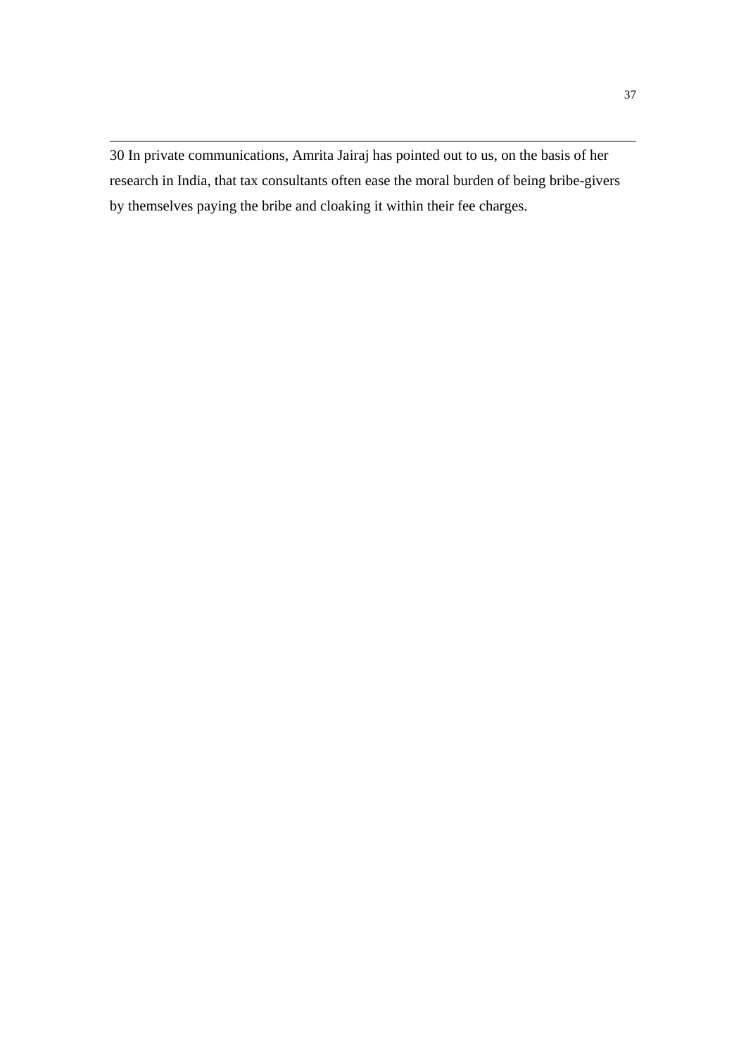30 In private communications, Amrita Jairaj has pointed out to us, on the basis of her research in India, that tax consultants often ease the moral burden of being bribe-givers by themselves paying the bribe and cloaking it within their fee charges.